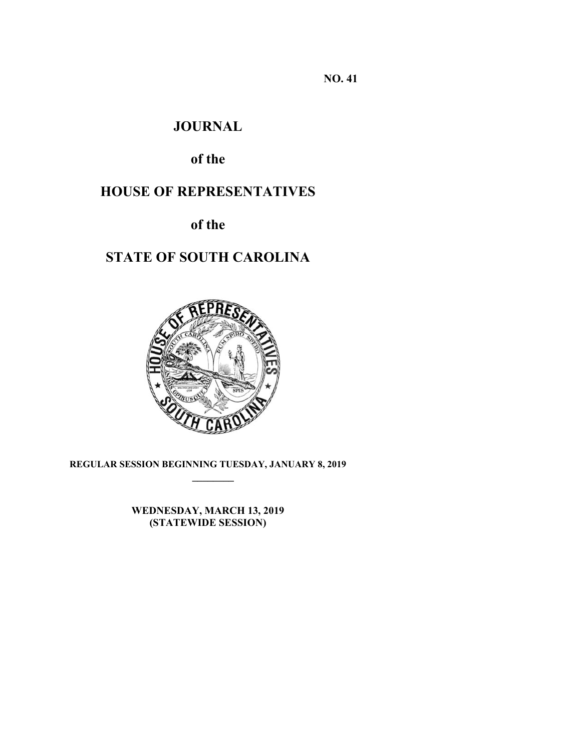**NO. 41**

# JOURNAL

## of the

# HOUSE OF REPRESENTATIVES

## of the

# STATE OF SOUTH CAROLINA

**REGULAR SESSION BEGINNING TUESDAY, JANUARY 8, 2019**

---

**WEDNESDAY, MARCH 13, 2019**
**(STATEWIDE SESSION)**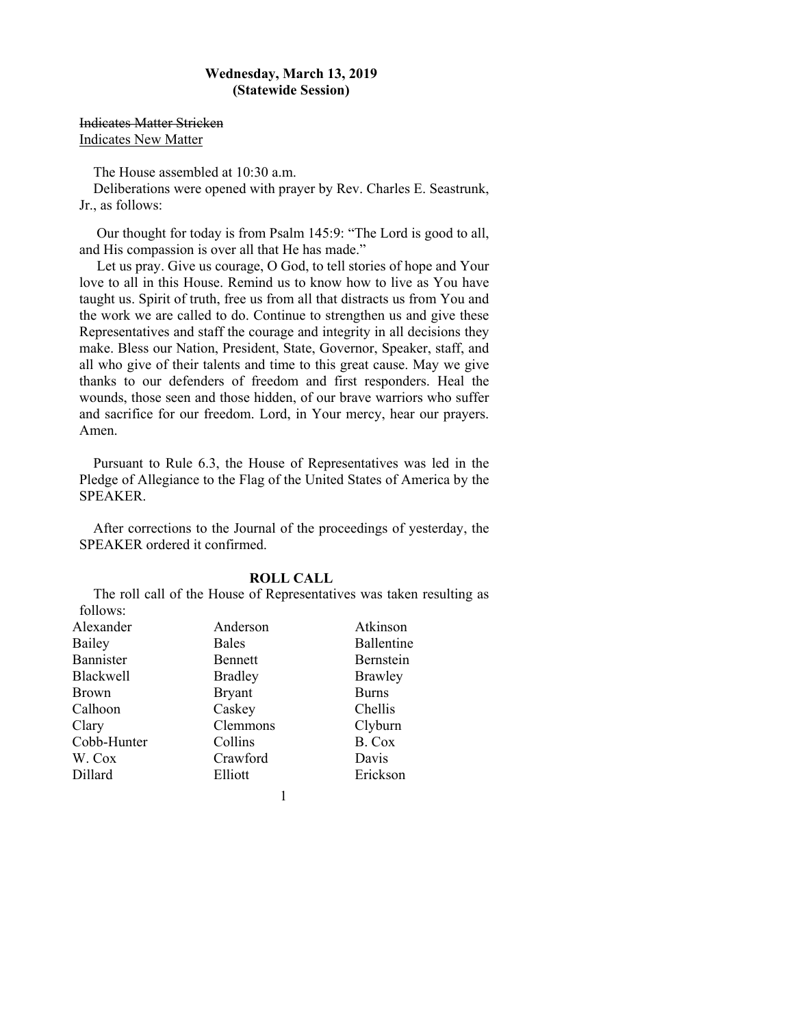**Wednesday, March 13, 2019**
**(Statewide Session)**

~~Indicates Matter Stricken~~
<u>Indicates New Matter</u>

The House assembled at 10:30 a.m.

Deliberations were opened with prayer by Rev. Charles E. Seastrunk, Jr., as follows:

Our thought for today is from Psalm 145:9: "The Lord is good to all, and His compassion is over all that He has made."

Let us pray. Give us courage, O God, to tell stories of hope and Your love to all in this House. Remind us to know how to live as You have taught us. Spirit of truth, free us from all that distracts us from You and the work we are called to do. Continue to strengthen us and give these Representatives and staff the courage and integrity in all decisions they make. Bless our Nation, President, State, Governor, Speaker, staff, and all who give of their talents and time to this great cause. May we give thanks to our defenders of freedom and first responders. Heal the wounds, those seen and those hidden, of our brave warriors who suffer and sacrifice for our freedom. Lord, in Your mercy, hear our prayers. Amen.

Pursuant to Rule 6.3, the House of Representatives was led in the Pledge of Allegiance to the Flag of the United States of America by the SPEAKER.

After corrections to the Journal of the proceedings of yesterday, the SPEAKER ordered it confirmed.

**ROLL CALL**

The roll call of the House of Representatives was taken resulting as follows:

| | | |
|---|---|---|
| Alexander | Anderson | Atkinson |
| Bailey | Bales | Ballentine |
| Bannister | Bennett | Bernstein |
| Blackwell | Bradley | Brawley |
| Brown | Bryant | Burns |
| Calhoon | Caskey | Chellis |
| Clary | Clemmons | Clyburn |
| Cobb-Hunter | Collins | B. Cox |
| W. Cox | Crawford | Davis |
| Dillard | Elliott | Erickson |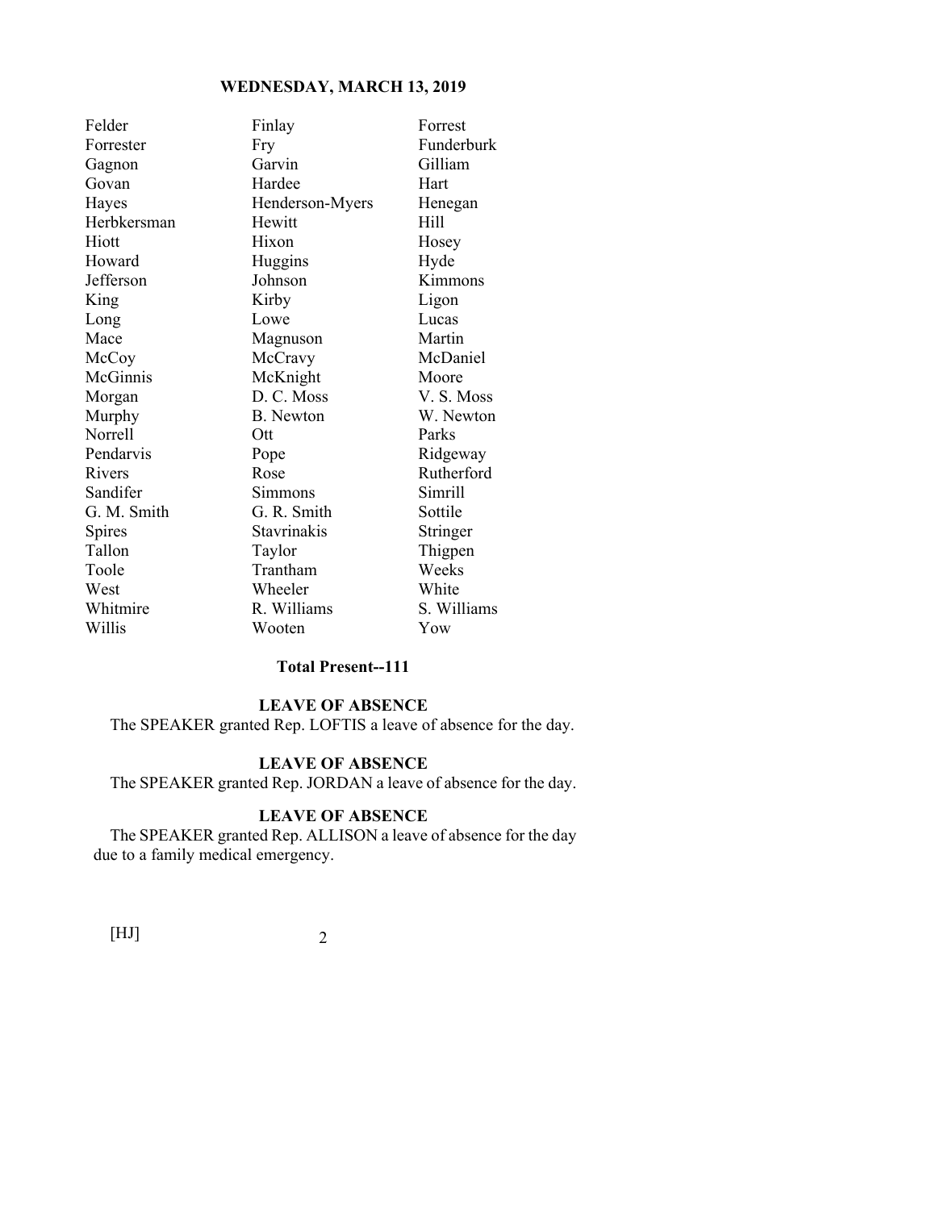| | | |
|---|---|---|
| Felder | Finlay | Forrest |
| Forrester | Fry | Funderburk |
| Gagnon | Garvin | Gilliam |
| Govan | Hardee | Hart |
| Hayes | Henderson-Myers | Henegan |
| Herbkersman | Hewitt | Hill |
| Hiott | Hixon | Hosey |
| Howard | Huggins | Hyde |
| Jefferson | Johnson | Kimmons |
| King | Kirby | Ligon |
| Long | Lowe | Lucas |
| Mace | Magnuson | Martin |
| McCoy | McCravy | McDaniel |
| McGinnis | McKnight | Moore |
| Morgan | D. C. Moss | V. S. Moss |
| Murphy | B. Newton | W. Newton |
| Norrell | Ott | Parks |
| Pendarvis | Pope | Ridgeway |
| Rivers | Rose | Rutherford |
| Sandifer | Simmons | Simrill |
| G. M. Smith | G. R. Smith | Sottile |
| Spires | Stavrinakis | Stringer |
| Tallon | Taylor | Thigpen |
| Toole | Trantham | Weeks |
| West | Wheeler | White |
| Whitmire | R. Williams | S. Williams |
| Willis | Wooten | Yow |

**Total Present--111**

**LEAVE OF ABSENCE**

The SPEAKER granted Rep. LOFTIS a leave of absence for the day.

**LEAVE OF ABSENCE**

The SPEAKER granted Rep. JORDAN a leave of absence for the day.

**LEAVE OF ABSENCE**

The SPEAKER granted Rep. ALLISON a leave of absence for the day due to a family medical emergency.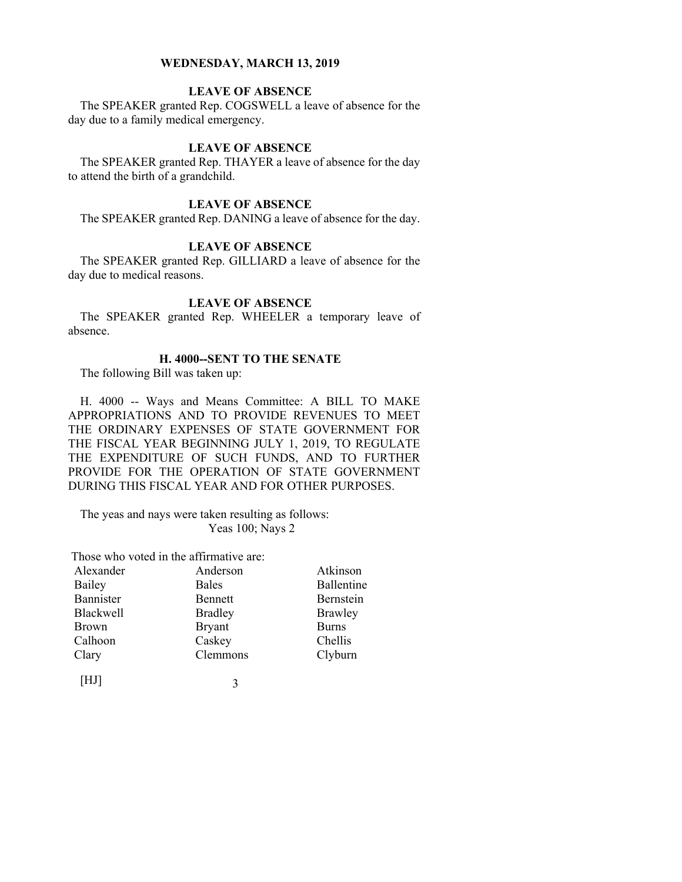## WEDNESDAY, MARCH 13, 2019

### LEAVE OF ABSENCE

The SPEAKER granted Rep. COGSWELL a leave of absence for the day due to a family medical emergency.

### LEAVE OF ABSENCE

The SPEAKER granted Rep. THAYER a leave of absence for the day to attend the birth of a grandchild.

### LEAVE OF ABSENCE

The SPEAKER granted Rep. DANING a leave of absence for the day.

### LEAVE OF ABSENCE

The SPEAKER granted Rep. GILLIARD a leave of absence for the day due to medical reasons.

### LEAVE OF ABSENCE

The SPEAKER granted Rep. WHEELER a temporary leave of absence.

### H. 4000--SENT TO THE SENATE

The following Bill was taken up:

H. 4000 -- Ways and Means Committee: A BILL TO MAKE APPROPRIATIONS AND TO PROVIDE REVENUES TO MEET THE ORDINARY EXPENSES OF STATE GOVERNMENT FOR THE FISCAL YEAR BEGINNING JULY 1, 2019, TO REGULATE THE EXPENDITURE OF SUCH FUNDS, AND TO FURTHER PROVIDE FOR THE OPERATION OF STATE GOVERNMENT DURING THIS FISCAL YEAR AND FOR OTHER PURPOSES.

The yeas and nays were taken resulting as follows:
Yeas 100; Nays 2

Those who voted in the affirmative are:

| | | |
|---|---|---|
| Alexander | Anderson | Atkinson |
| Bailey | Bales | Ballentine |
| Bannister | Bennett | Bernstein |
| Blackwell | Bradley | Brawley |
| Brown | Bryant | Burns |
| Calhoon | Caskey | Chellis |
| Clary | Clemmons | Clyburn |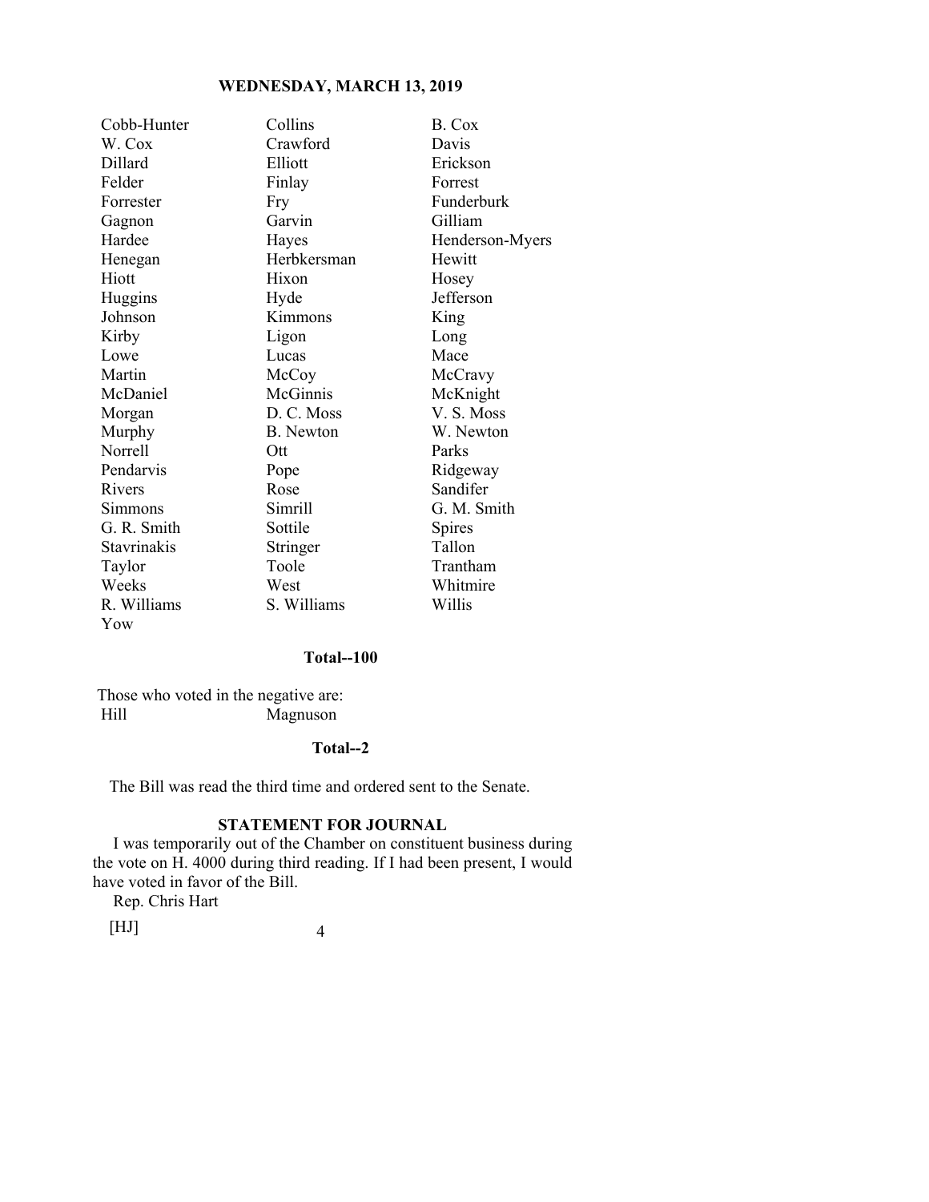| | | |
|---|---|---|
| Cobb-Hunter | Collins | B. Cox |
| W. Cox | Crawford | Davis |
| Dillard | Elliott | Erickson |
| Felder | Finlay | Forrest |
| Forrester | Fry | Funderburk |
| Gagnon | Garvin | Gilliam |
| Hardee | Hayes | Henderson-Myers |
| Henegan | Herbkersman | Hewitt |
| Hiott | Hixon | Hosey |
| Huggins | Hyde | Jefferson |
| Johnson | Kimmons | King |
| Kirby | Ligon | Long |
| Lowe | Lucas | Mace |
| Martin | McCoy | McCravy |
| McDaniel | McGinnis | McKnight |
| Morgan | D. C. Moss | V. S. Moss |
| Murphy | B. Newton | W. Newton |
| Norrell | Ott | Parks |
| Pendarvis | Pope | Ridgeway |
| Rivers | Rose | Sandifer |
| Simmons | Simrill | G. M. Smith |
| G. R. Smith | Sottile | Spires |
| Stavrinakis | Stringer | Tallon |
| Taylor | Toole | Trantham |
| Weeks | West | Whitmire |
| R. Williams | S. Williams | Willis |
| Yow | | |

**Total--100**

Those who voted in the negative are:

| | |
|---|---|
| Hill | Magnuson |

**Total--2**

The Bill was read the third time and ordered sent to the Senate.

**STATEMENT FOR JOURNAL**

I was temporarily out of the Chamber on constituent business during the vote on H. 4000 during third reading. If I had been present, I would have voted in favor of the Bill.

Rep. Chris Hart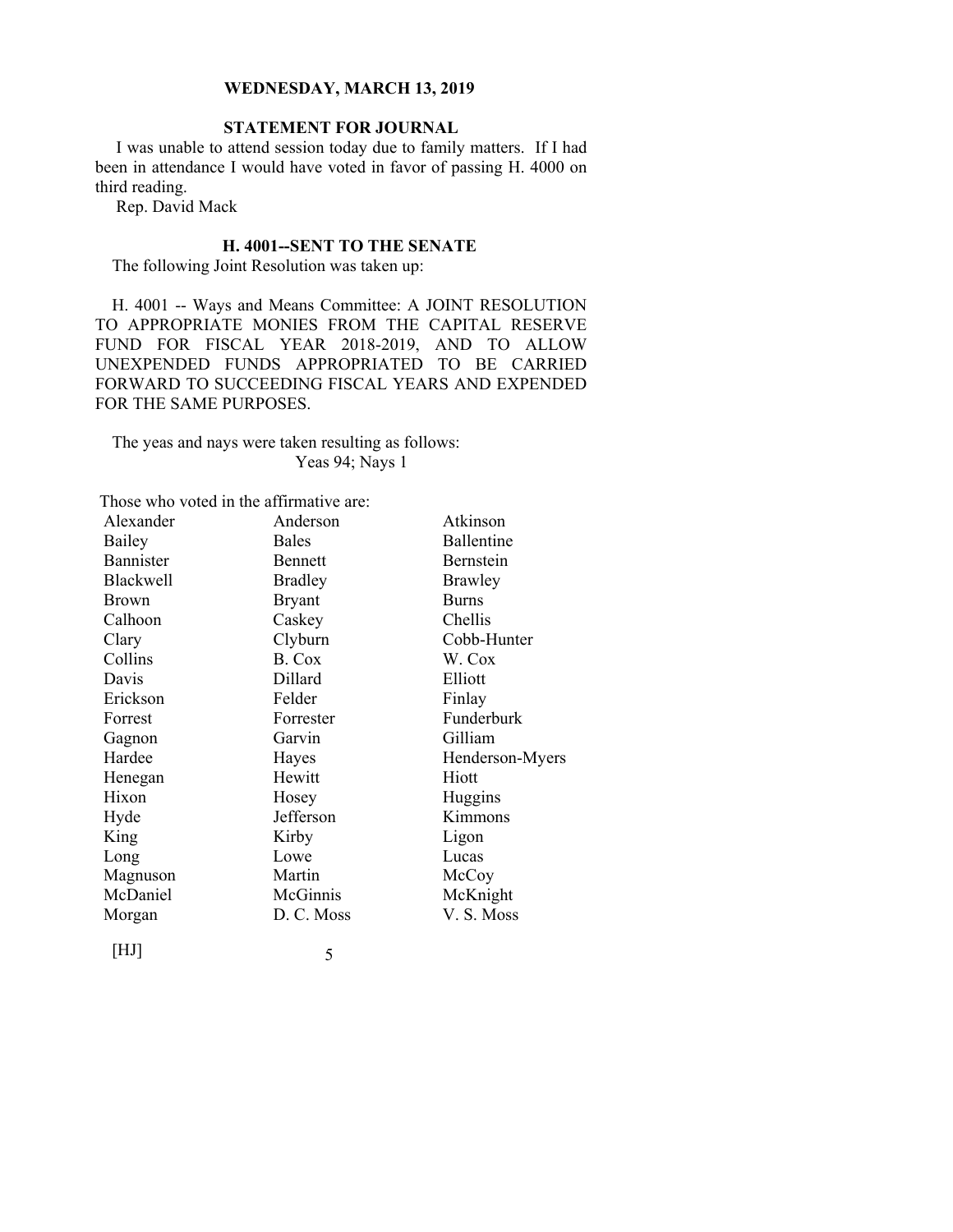**WEDNESDAY, MARCH 13, 2019**

**STATEMENT FOR JOURNAL**

I was unable to attend session today due to family matters. If I had been in attendance I would have voted in favor of passing H. 4000 on third reading.

Rep. David Mack

**H. 4001--SENT TO THE SENATE**

The following Joint Resolution was taken up:

H. 4001 -- Ways and Means Committee: A JOINT RESOLUTION TO APPROPRIATE MONIES FROM THE CAPITAL RESERVE FUND FOR FISCAL YEAR 2018-2019, AND TO ALLOW UNEXPENDED FUNDS APPROPRIATED TO BE CARRIED FORWARD TO SUCCEEDING FISCAL YEARS AND EXPENDED FOR THE SAME PURPOSES.

The yeas and nays were taken resulting as follows:
Yeas 94; Nays 1

Those who voted in the affirmative are:

| | | |
|---|---|---|
| Alexander | Anderson | Atkinson |
| Bailey | Bales | Ballentine |
| Bannister | Bennett | Bernstein |
| Blackwell | Bradley | Brawley |
| Brown | Bryant | Burns |
| Calhoon | Caskey | Chellis |
| Clary | Clyburn | Cobb-Hunter |
| Collins | B. Cox | W. Cox |
| Davis | Dillard | Elliott |
| Erickson | Felder | Finlay |
| Forrest | Forrester | Funderburk |
| Gagnon | Garvin | Gilliam |
| Hardee | Hayes | Henderson-Myers |
| Henegan | Hewitt | Hiott |
| Hixon | Hosey | Huggins |
| Hyde | Jefferson | Kimmons |
| King | Kirby | Ligon |
| Long | Lowe | Lucas |
| Magnuson | Martin | McCoy |
| McDaniel | McGinnis | McKnight |
| Morgan | D. C. Moss | V. S. Moss |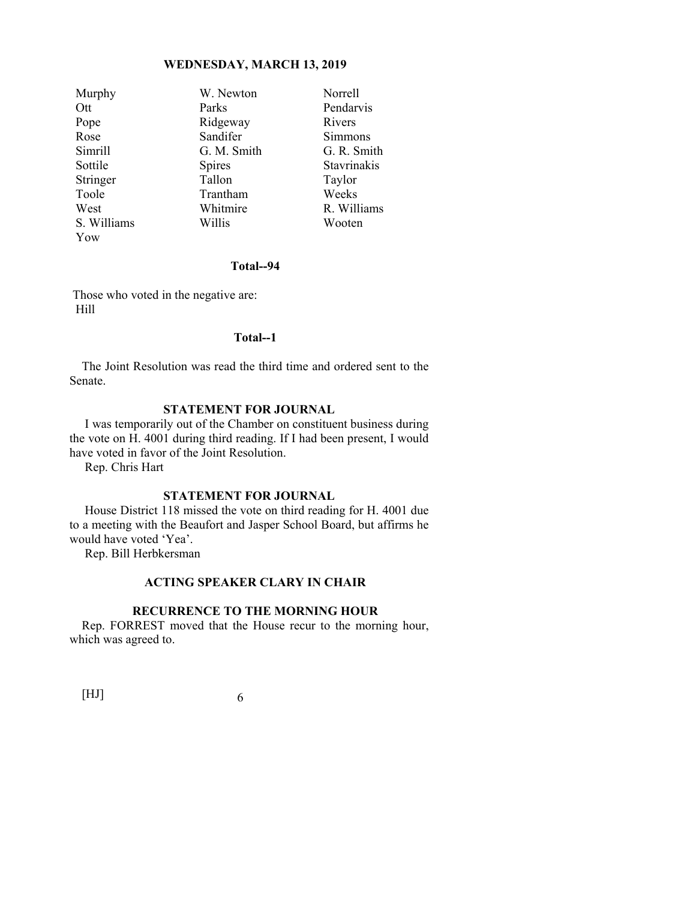| | | |
|---|---|---|
| Murphy | W. Newton | Norrell |
| Ott | Parks | Pendarvis |
| Pope | Ridgeway | Rivers |
| Rose | Sandifer | Simmons |
| Simrill | G. M. Smith | G. R. Smith |
| Sottile | Spires | Stavrinakis |
| Stringer | Tallon | Taylor |
| Toole | Trantham | Weeks |
| West | Whitmire | R. Williams |
| S. Williams | Willis | Wooten |
| Yow | | |

**Total--94**

Those who voted in the negative are:
Hill

**Total--1**

The Joint Resolution was read the third time and ordered sent to the Senate.

**STATEMENT FOR JOURNAL**

I was temporarily out of the Chamber on constituent business during the vote on H. 4001 during third reading. If I had been present, I would have voted in favor of the Joint Resolution.

Rep. Chris Hart

**STATEMENT FOR JOURNAL**

House District 118 missed the vote on third reading for H. 4001 due to a meeting with the Beaufort and Jasper School Board, but affirms he would have voted 'Yea'.

Rep. Bill Herbkersman

**ACTING SPEAKER CLARY IN CHAIR**

**RECURRENCE TO THE MORNING HOUR**

Rep. FORREST moved that the House recur to the morning hour, which was agreed to.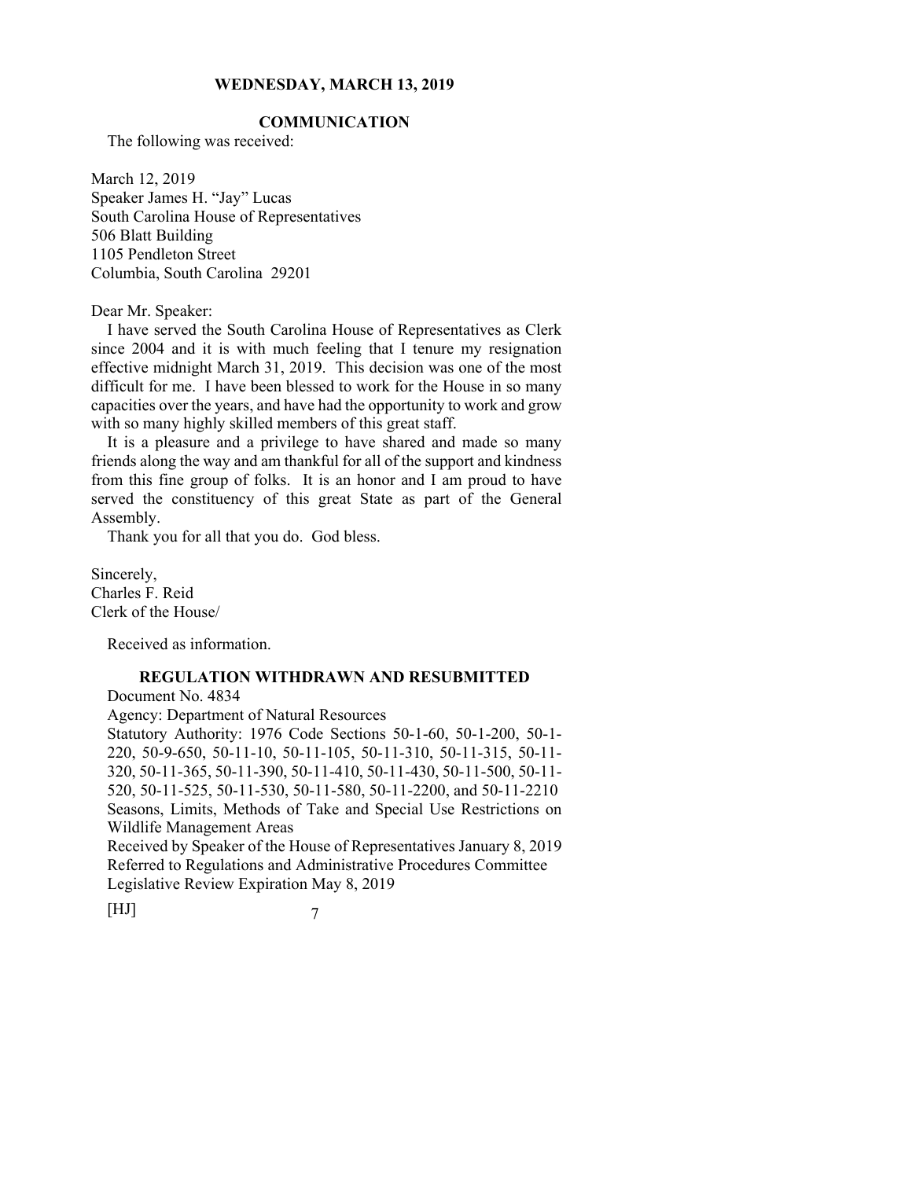**WEDNESDAY, MARCH 13, 2019**

## COMMUNICATION

The following was received:

March 12, 2019
Speaker James H. "Jay" Lucas
South Carolina House of Representatives
506 Blatt Building
1105 Pendleton Street
Columbia, South Carolina 29201

Dear Mr. Speaker:

I have served the South Carolina House of Representatives as Clerk since 2004 and it is with much feeling that I tenure my resignation effective midnight March 31, 2019. This decision was one of the most difficult for me. I have been blessed to work for the House in so many capacities over the years, and have had the opportunity to work and grow with so many highly skilled members of this great staff.

It is a pleasure and a privilege to have shared and made so many friends along the way and am thankful for all of the support and kindness from this fine group of folks. It is an honor and I am proud to have served the constituency of this great State as part of the General Assembly.

Thank you for all that you do. God bless.

Sincerely,
Charles F. Reid
Clerk of the House/

Received as information.

## REGULATION WITHDRAWN AND RESUBMITTED

Document No. 4834
Agency: Department of Natural Resources
Statutory Authority: 1976 Code Sections 50-1-60, 50-1-200, 50-1-220, 50-9-650, 50-11-10, 50-11-105, 50-11-310, 50-11-315, 50-11-320, 50-11-365, 50-11-390, 50-11-410, 50-11-430, 50-11-500, 50-11-520, 50-11-525, 50-11-530, 50-11-580, 50-11-2200, and 50-11-2210
Seasons, Limits, Methods of Take and Special Use Restrictions on Wildlife Management Areas
Received by Speaker of the House of Representatives January 8, 2019
Referred to Regulations and Administrative Procedures Committee
Legislative Review Expiration May 8, 2019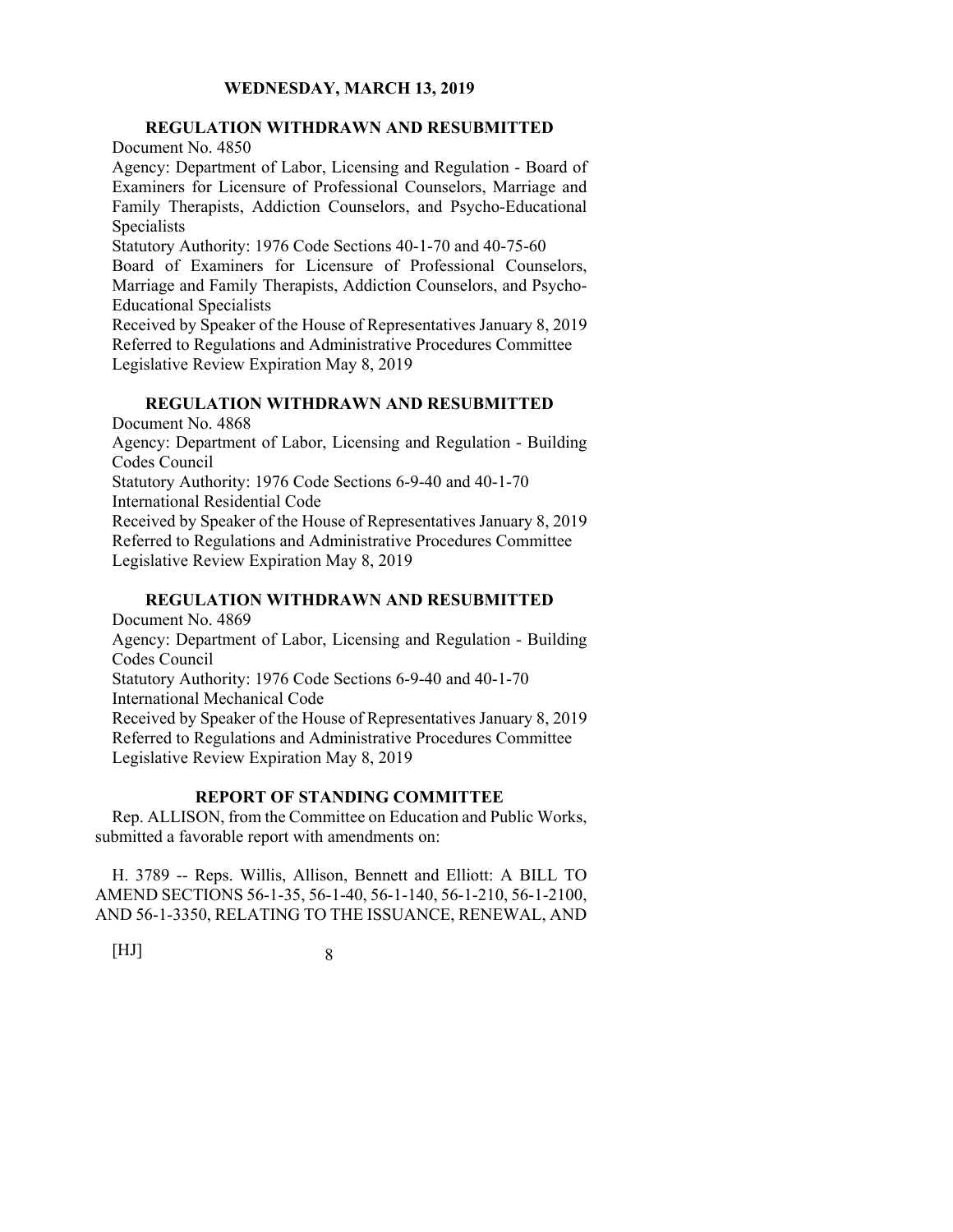## REGULATION WITHDRAWN AND RESUBMITTED

Document No. 4850
Agency: Department of Labor, Licensing and Regulation - Board of Examiners for Licensure of Professional Counselors, Marriage and Family Therapists, Addiction Counselors, and Psycho-Educational Specialists
Statutory Authority: 1976 Code Sections 40-1-70 and 40-75-60
Board of Examiners for Licensure of Professional Counselors, Marriage and Family Therapists, Addiction Counselors, and Psycho-Educational Specialists
Received by Speaker of the House of Representatives January 8, 2019
Referred to Regulations and Administrative Procedures Committee
Legislative Review Expiration May 8, 2019

## REGULATION WITHDRAWN AND RESUBMITTED

Document No. 4868
Agency: Department of Labor, Licensing and Regulation - Building Codes Council
Statutory Authority: 1976 Code Sections 6-9-40 and 40-1-70
International Residential Code
Received by Speaker of the House of Representatives January 8, 2019
Referred to Regulations and Administrative Procedures Committee
Legislative Review Expiration May 8, 2019

## REGULATION WITHDRAWN AND RESUBMITTED

Document No. 4869
Agency: Department of Labor, Licensing and Regulation - Building Codes Council
Statutory Authority: 1976 Code Sections 6-9-40 and 40-1-70
International Mechanical Code
Received by Speaker of the House of Representatives January 8, 2019
Referred to Regulations and Administrative Procedures Committee
Legislative Review Expiration May 8, 2019

## REPORT OF STANDING COMMITTEE

Rep. ALLISON, from the Committee on Education and Public Works, submitted a favorable report with amendments on:

H. 3789 -- Reps. Willis, Allison, Bennett and Elliott: A BILL TO AMEND SECTIONS 56-1-35, 56-1-40, 56-1-140, 56-1-210, 56-1-2100, AND 56-1-3350, RELATING TO THE ISSUANCE, RENEWAL, AND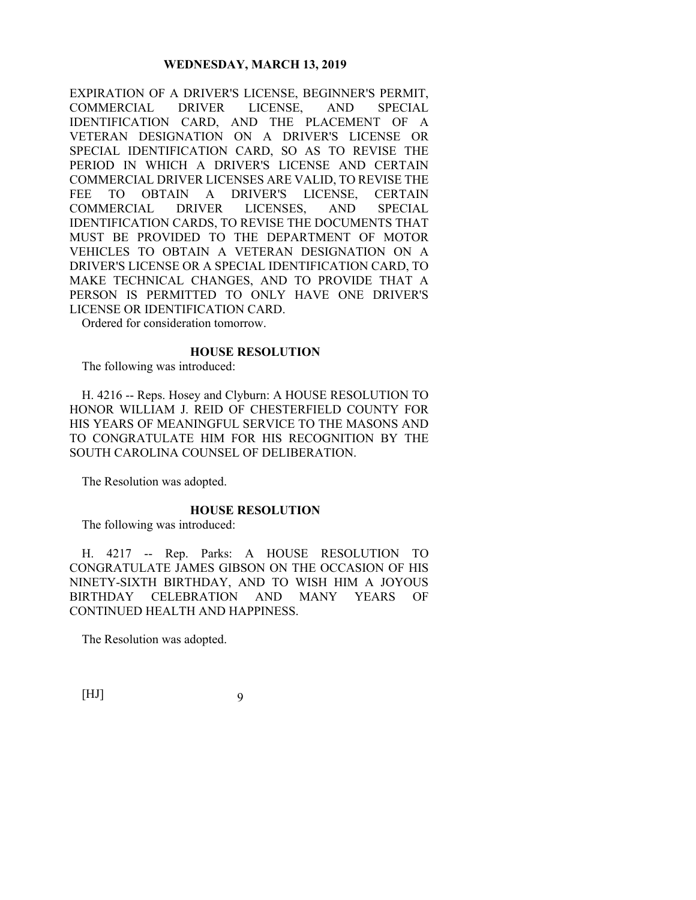EXPIRATION OF A DRIVER'S LICENSE, BEGINNER'S PERMIT, COMMERCIAL DRIVER LICENSE, AND SPECIAL IDENTIFICATION CARD, AND THE PLACEMENT OF A VETERAN DESIGNATION ON A DRIVER'S LICENSE OR SPECIAL IDENTIFICATION CARD, SO AS TO REVISE THE PERIOD IN WHICH A DRIVER'S LICENSE AND CERTAIN COMMERCIAL DRIVER LICENSES ARE VALID, TO REVISE THE FEE TO OBTAIN A DRIVER'S LICENSE, CERTAIN COMMERCIAL DRIVER LICENSES, AND SPECIAL IDENTIFICATION CARDS, TO REVISE THE DOCUMENTS THAT MUST BE PROVIDED TO THE DEPARTMENT OF MOTOR VEHICLES TO OBTAIN A VETERAN DESIGNATION ON A DRIVER'S LICENSE OR A SPECIAL IDENTIFICATION CARD, TO MAKE TECHNICAL CHANGES, AND TO PROVIDE THAT A PERSON IS PERMITTED TO ONLY HAVE ONE DRIVER'S LICENSE OR IDENTIFICATION CARD.

Ordered for consideration tomorrow.

## HOUSE RESOLUTION

The following was introduced:

H. 4216 -- Reps. Hosey and Clyburn: A HOUSE RESOLUTION TO HONOR WILLIAM J. REID OF CHESTERFIELD COUNTY FOR HIS YEARS OF MEANINGFUL SERVICE TO THE MASONS AND TO CONGRATULATE HIM FOR HIS RECOGNITION BY THE SOUTH CAROLINA COUNSEL OF DELIBERATION.

The Resolution was adopted.

## HOUSE RESOLUTION

The following was introduced:

H. 4217 -- Rep. Parks: A HOUSE RESOLUTION TO CONGRATULATE JAMES GIBSON ON THE OCCASION OF HIS NINETY-SIXTH BIRTHDAY, AND TO WISH HIM A JOYOUS BIRTHDAY CELEBRATION AND MANY YEARS OF CONTINUED HEALTH AND HAPPINESS.

The Resolution was adopted.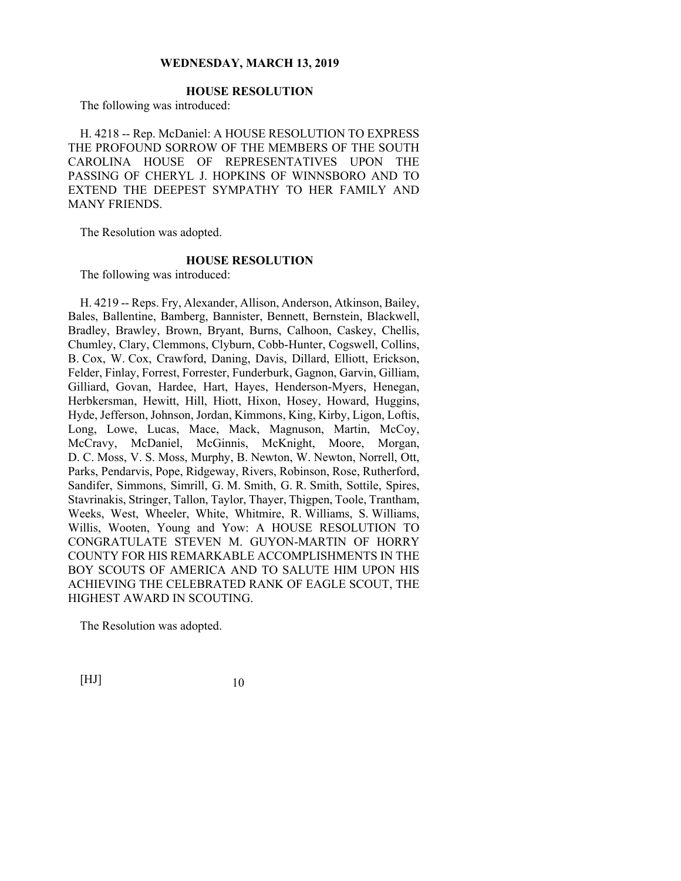**WEDNESDAY, MARCH 13, 2019**

**HOUSE RESOLUTION**

The following was introduced:

H. 4218 -- Rep. McDaniel: A HOUSE RESOLUTION TO EXPRESS THE PROFOUND SORROW OF THE MEMBERS OF THE SOUTH CAROLINA HOUSE OF REPRESENTATIVES UPON THE PASSING OF CHERYL J. HOPKINS OF WINNSBORO AND TO EXTEND THE DEEPEST SYMPATHY TO HER FAMILY AND MANY FRIENDS.

The Resolution was adopted.

**HOUSE RESOLUTION**

The following was introduced:

H. 4219 -- Reps. Fry, Alexander, Allison, Anderson, Atkinson, Bailey, Bales, Ballentine, Bamberg, Bannister, Bennett, Bernstein, Blackwell, Bradley, Brawley, Brown, Bryant, Burns, Calhoon, Caskey, Chellis, Chumley, Clary, Clemmons, Clyburn, Cobb-Hunter, Cogswell, Collins, B. Cox, W. Cox, Crawford, Daning, Davis, Dillard, Elliott, Erickson, Felder, Finlay, Forrest, Forrester, Funderburk, Gagnon, Garvin, Gilliam, Gilliard, Govan, Hardee, Hart, Hayes, Henderson-Myers, Henegan, Herbkersman, Hewitt, Hill, Hiott, Hixon, Hosey, Howard, Huggins, Hyde, Jefferson, Johnson, Jordan, Kimmons, King, Kirby, Ligon, Loftis, Long, Lowe, Lucas, Mace, Mack, Magnuson, Martin, McCoy, McCravy, McDaniel, McGinnis, McKnight, Moore, Morgan, D. C. Moss, V. S. Moss, Murphy, B. Newton, W. Newton, Norrell, Ott, Parks, Pendarvis, Pope, Ridgeway, Rivers, Robinson, Rose, Rutherford, Sandifer, Simmons, Simrill, G. M. Smith, G. R. Smith, Sottile, Spires, Stavrinakis, Stringer, Tallon, Taylor, Thayer, Thigpen, Toole, Trantham, Weeks, West, Wheeler, White, Whitmire, R. Williams, S. Williams, Willis, Wooten, Young and Yow: A HOUSE RESOLUTION TO CONGRATULATE STEVEN M. GUYON-MARTIN OF HORRY COUNTY FOR HIS REMARKABLE ACCOMPLISHMENTS IN THE BOY SCOUTS OF AMERICA AND TO SALUTE HIM UPON HIS ACHIEVING THE CELEBRATED RANK OF EAGLE SCOUT, THE HIGHEST AWARD IN SCOUTING.

The Resolution was adopted.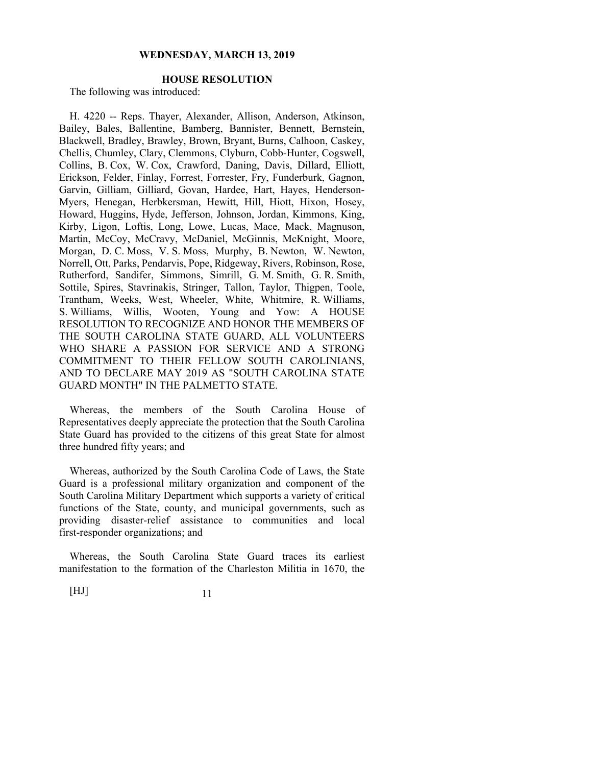**WEDNESDAY, MARCH 13, 2019**

**HOUSE RESOLUTION**

The following was introduced:

H. 4220 -- Reps. Thayer, Alexander, Allison, Anderson, Atkinson, Bailey, Bales, Ballentine, Bamberg, Bannister, Bennett, Bernstein, Blackwell, Bradley, Brawley, Brown, Bryant, Burns, Calhoon, Caskey, Chellis, Chumley, Clary, Clemmons, Clyburn, Cobb-Hunter, Cogswell, Collins, B. Cox, W. Cox, Crawford, Daning, Davis, Dillard, Elliott, Erickson, Felder, Finlay, Forrest, Forrester, Fry, Funderburk, Gagnon, Garvin, Gilliam, Gilliard, Govan, Hardee, Hart, Hayes, Henderson-Myers, Henegan, Herbkersman, Hewitt, Hill, Hiott, Hixon, Hosey, Howard, Huggins, Hyde, Jefferson, Johnson, Jordan, Kimmons, King, Kirby, Ligon, Loftis, Long, Lowe, Lucas, Mace, Mack, Magnuson, Martin, McCoy, McCravy, McDaniel, McGinnis, McKnight, Moore, Morgan, D. C. Moss, V. S. Moss, Murphy, B. Newton, W. Newton, Norrell, Ott, Parks, Pendarvis, Pope, Ridgeway, Rivers, Robinson, Rose, Rutherford, Sandifer, Simmons, Simrill, G. M. Smith, G. R. Smith, Sottile, Spires, Stavrinakis, Stringer, Tallon, Taylor, Thigpen, Toole, Trantham, Weeks, West, Wheeler, White, Whitmire, R. Williams, S. Williams, Willis, Wooten, Young and Yow: A HOUSE RESOLUTION TO RECOGNIZE AND HONOR THE MEMBERS OF THE SOUTH CAROLINA STATE GUARD, ALL VOLUNTEERS WHO SHARE A PASSION FOR SERVICE AND A STRONG COMMITMENT TO THEIR FELLOW SOUTH CAROLINIANS, AND TO DECLARE MAY 2019 AS "SOUTH CAROLINA STATE GUARD MONTH" IN THE PALMETTO STATE.

Whereas, the members of the South Carolina House of Representatives deeply appreciate the protection that the South Carolina State Guard has provided to the citizens of this great State for almost three hundred fifty years; and

Whereas, authorized by the South Carolina Code of Laws, the State Guard is a professional military organization and component of the South Carolina Military Department which supports a variety of critical functions of the State, county, and municipal governments, such as providing disaster-relief assistance to communities and local first-responder organizations; and

Whereas, the South Carolina State Guard traces its earliest manifestation to the formation of the Charleston Militia in 1670, the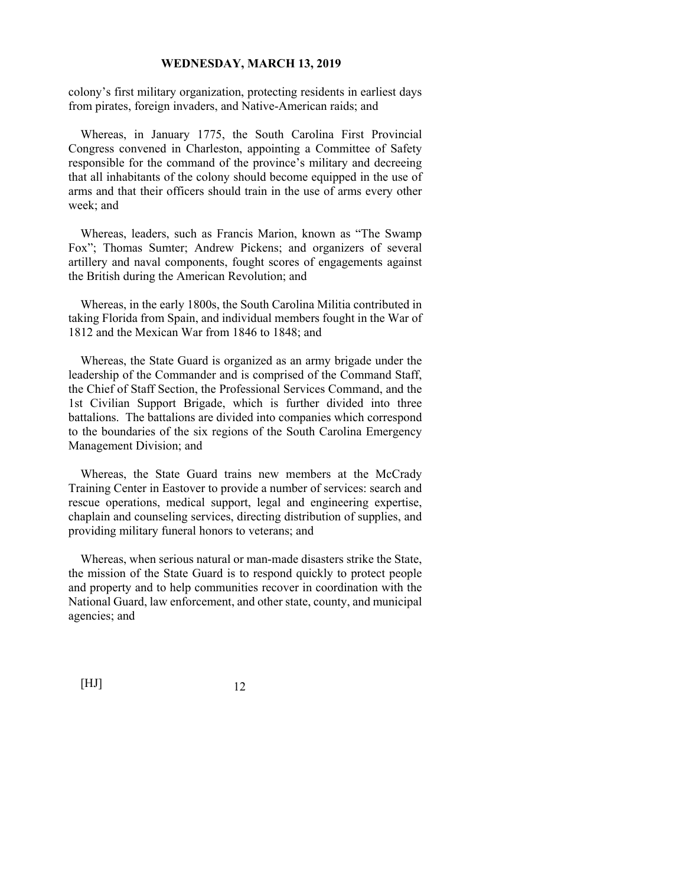colony's first military organization, protecting residents in earliest days from pirates, foreign invaders, and Native-American raids; and

Whereas, in January 1775, the South Carolina First Provincial Congress convened in Charleston, appointing a Committee of Safety responsible for the command of the province's military and decreeing that all inhabitants of the colony should become equipped in the use of arms and that their officers should train in the use of arms every other week; and

Whereas, leaders, such as Francis Marion, known as "The Swamp Fox"; Thomas Sumter; Andrew Pickens; and organizers of several artillery and naval components, fought scores of engagements against the British during the American Revolution; and

Whereas, in the early 1800s, the South Carolina Militia contributed in taking Florida from Spain, and individual members fought in the War of 1812 and the Mexican War from 1846 to 1848; and

Whereas, the State Guard is organized as an army brigade under the leadership of the Commander and is comprised of the Command Staff, the Chief of Staff Section, the Professional Services Command, and the 1st Civilian Support Brigade, which is further divided into three battalions. The battalions are divided into companies which correspond to the boundaries of the six regions of the South Carolina Emergency Management Division; and

Whereas, the State Guard trains new members at the McCrady Training Center in Eastover to provide a number of services: search and rescue operations, medical support, legal and engineering expertise, chaplain and counseling services, directing distribution of supplies, and providing military funeral honors to veterans; and

Whereas, when serious natural or man-made disasters strike the State, the mission of the State Guard is to respond quickly to protect people and property and to help communities recover in coordination with the National Guard, law enforcement, and other state, county, and municipal agencies; and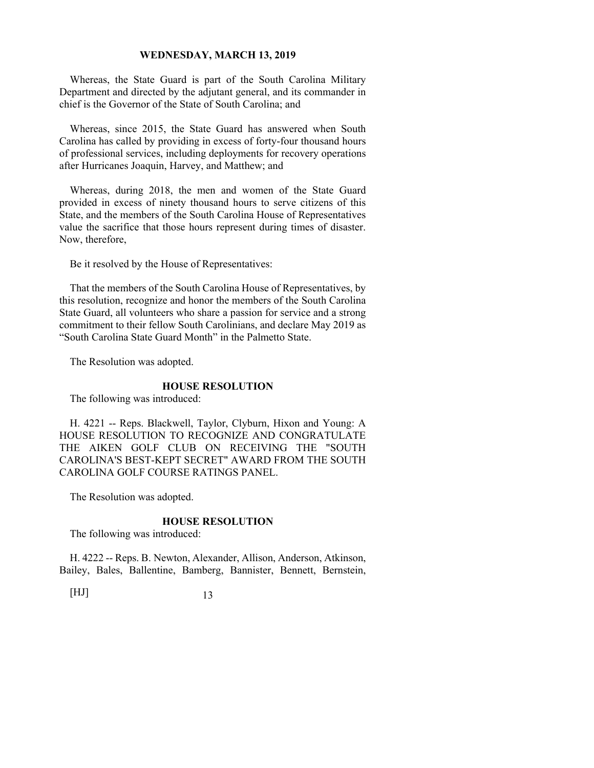Whereas, the State Guard is part of the South Carolina Military Department and directed by the adjutant general, and its commander in chief is the Governor of the State of South Carolina; and

Whereas, since 2015, the State Guard has answered when South Carolina has called by providing in excess of forty-four thousand hours of professional services, including deployments for recovery operations after Hurricanes Joaquin, Harvey, and Matthew; and

Whereas, during 2018, the men and women of the State Guard provided in excess of ninety thousand hours to serve citizens of this State, and the members of the South Carolina House of Representatives value the sacrifice that those hours represent during times of disaster. Now, therefore,

Be it resolved by the House of Representatives:

That the members of the South Carolina House of Representatives, by this resolution, recognize and honor the members of the South Carolina State Guard, all volunteers who share a passion for service and a strong commitment to their fellow South Carolinians, and declare May 2019 as "South Carolina State Guard Month" in the Palmetto State.

The Resolution was adopted.

**HOUSE RESOLUTION**

The following was introduced:

H. 4221 -- Reps. Blackwell, Taylor, Clyburn, Hixon and Young: A HOUSE RESOLUTION TO RECOGNIZE AND CONGRATULATE THE AIKEN GOLF CLUB ON RECEIVING THE "SOUTH CAROLINA'S BEST-KEPT SECRET" AWARD FROM THE SOUTH CAROLINA GOLF COURSE RATINGS PANEL.

The Resolution was adopted.

**HOUSE RESOLUTION**

The following was introduced:

H. 4222 -- Reps. B. Newton, Alexander, Allison, Anderson, Atkinson, Bailey, Bales, Ballentine, Bamberg, Bannister, Bennett, Bernstein,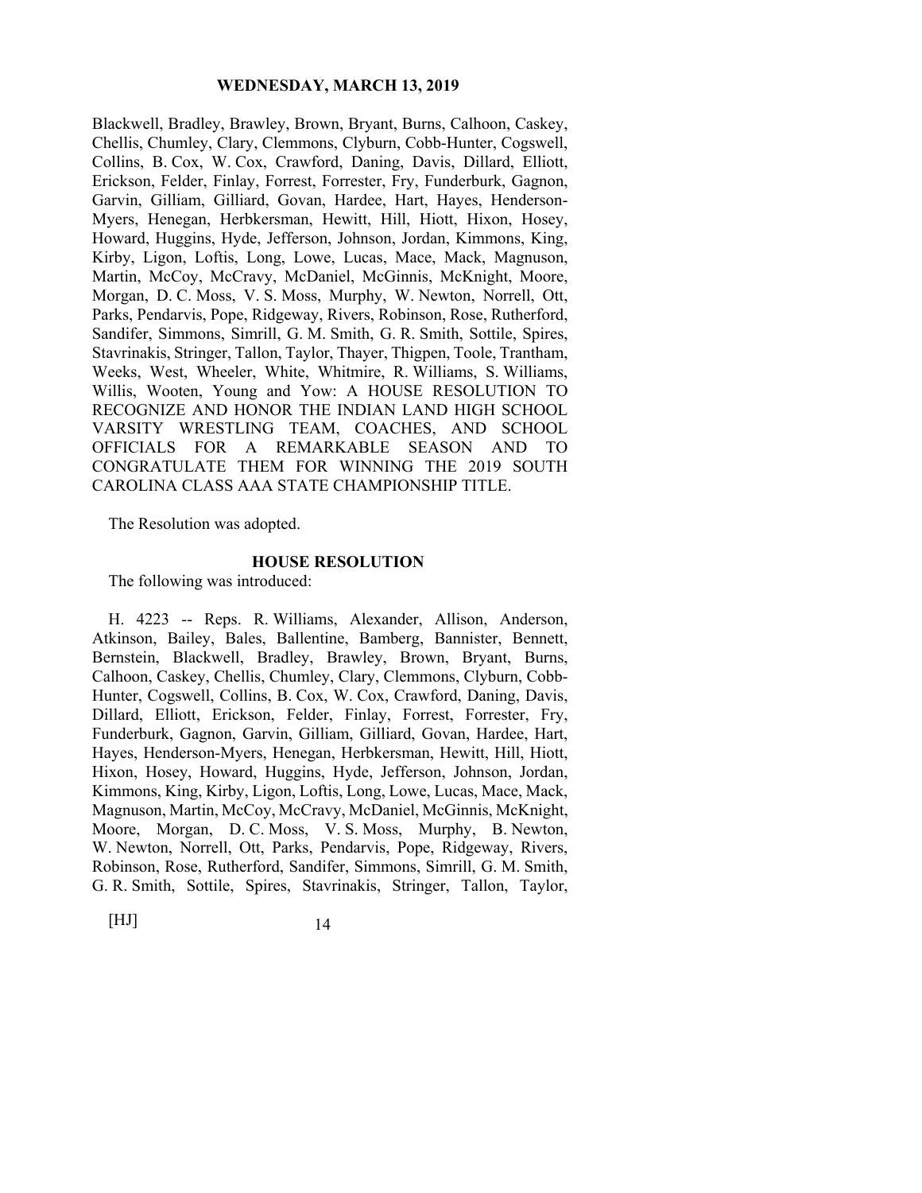Blackwell, Bradley, Brawley, Brown, Bryant, Burns, Calhoon, Caskey, Chellis, Chumley, Clary, Clemmons, Clyburn, Cobb-Hunter, Cogswell, Collins, B. Cox, W. Cox, Crawford, Daning, Davis, Dillard, Elliott, Erickson, Felder, Finlay, Forrest, Forrester, Fry, Funderburk, Gagnon, Garvin, Gilliam, Gilliard, Govan, Hardee, Hart, Hayes, Henderson-Myers, Henegan, Herbkersman, Hewitt, Hill, Hiott, Hixon, Hosey, Howard, Huggins, Hyde, Jefferson, Johnson, Jordan, Kimmons, King, Kirby, Ligon, Loftis, Long, Lowe, Lucas, Mace, Mack, Magnuson, Martin, McCoy, McCravy, McDaniel, McGinnis, McKnight, Moore, Morgan, D. C. Moss, V. S. Moss, Murphy, W. Newton, Norrell, Ott, Parks, Pendarvis, Pope, Ridgeway, Rivers, Robinson, Rose, Rutherford, Sandifer, Simmons, Simrill, G. M. Smith, G. R. Smith, Sottile, Spires, Stavrinakis, Stringer, Tallon, Taylor, Thayer, Thigpen, Toole, Trantham, Weeks, West, Wheeler, White, Whitmire, R. Williams, S. Williams, Willis, Wooten, Young and Yow: A HOUSE RESOLUTION TO RECOGNIZE AND HONOR THE INDIAN LAND HIGH SCHOOL VARSITY WRESTLING TEAM, COACHES, AND SCHOOL OFFICIALS FOR A REMARKABLE SEASON AND TO CONGRATULATE THEM FOR WINNING THE 2019 SOUTH CAROLINA CLASS AAA STATE CHAMPIONSHIP TITLE.

The Resolution was adopted.

## HOUSE RESOLUTION

The following was introduced:

H. 4223 -- Reps. R. Williams, Alexander, Allison, Anderson, Atkinson, Bailey, Bales, Ballentine, Bamberg, Bannister, Bennett, Bernstein, Blackwell, Bradley, Brawley, Brown, Bryant, Burns, Calhoon, Caskey, Chellis, Chumley, Clary, Clemmons, Clyburn, Cobb-Hunter, Cogswell, Collins, B. Cox, W. Cox, Crawford, Daning, Davis, Dillard, Elliott, Erickson, Felder, Finlay, Forrest, Forrester, Fry, Funderburk, Gagnon, Garvin, Gilliam, Gilliard, Govan, Hardee, Hart, Hayes, Henderson-Myers, Henegan, Herbkersman, Hewitt, Hill, Hiott, Hixon, Hosey, Howard, Huggins, Hyde, Jefferson, Johnson, Jordan, Kimmons, King, Kirby, Ligon, Loftis, Long, Lowe, Lucas, Mace, Mack, Magnuson, Martin, McCoy, McCravy, McDaniel, McGinnis, McKnight, Moore, Morgan, D. C. Moss, V. S. Moss, Murphy, B. Newton, W. Newton, Norrell, Ott, Parks, Pendarvis, Pope, Ridgeway, Rivers, Robinson, Rose, Rutherford, Sandifer, Simmons, Simrill, G. M. Smith, G. R. Smith, Sottile, Spires, Stavrinakis, Stringer, Tallon, Taylor,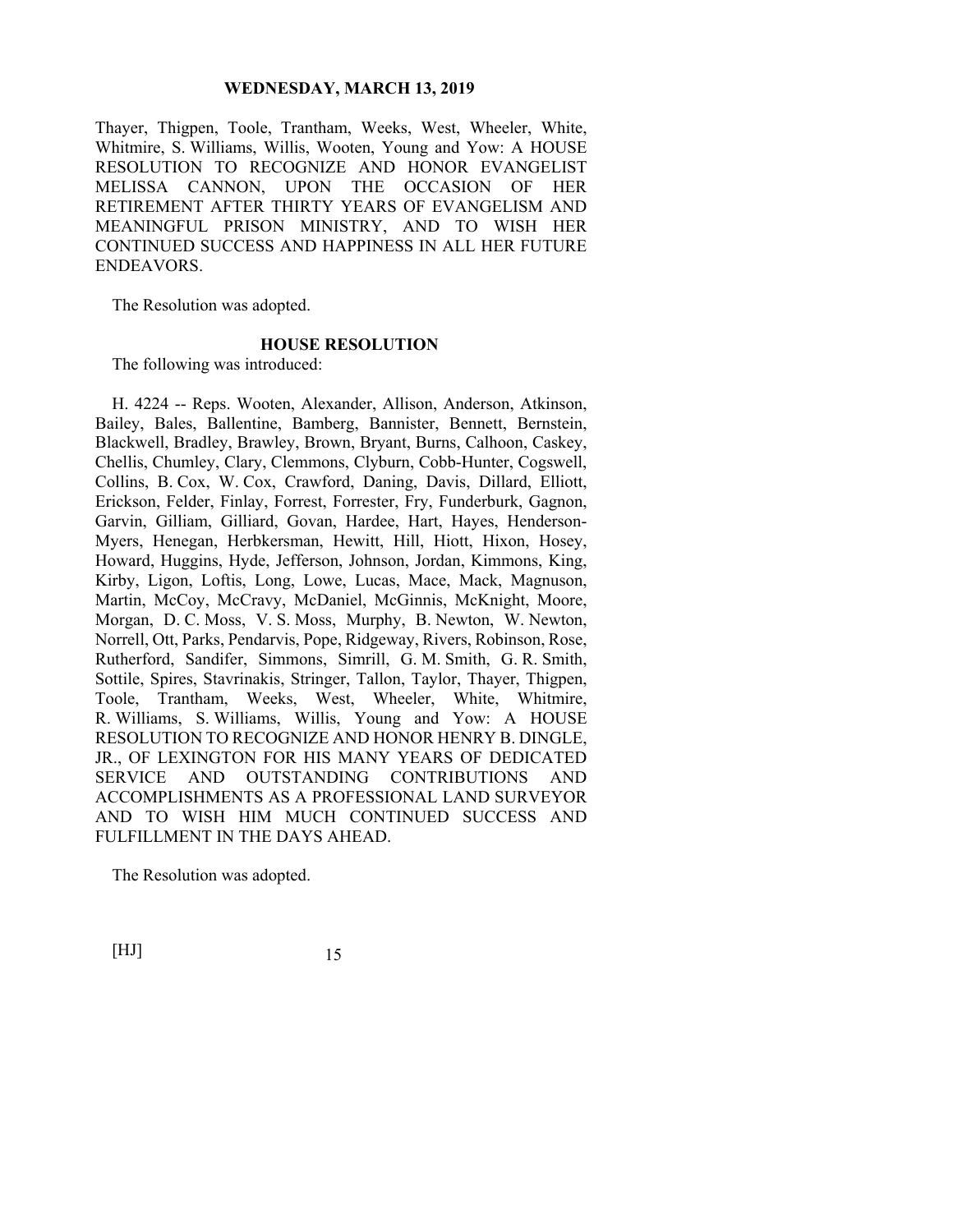Thayer, Thigpen, Toole, Trantham, Weeks, West, Wheeler, White, Whitmire, S. Williams, Willis, Wooten, Young and Yow: A HOUSE RESOLUTION TO RECOGNIZE AND HONOR EVANGELIST MELISSA CANNON, UPON THE OCCASION OF HER RETIREMENT AFTER THIRTY YEARS OF EVANGELISM AND MEANINGFUL PRISON MINISTRY, AND TO WISH HER CONTINUED SUCCESS AND HAPPINESS IN ALL HER FUTURE ENDEAVORS.

The Resolution was adopted.

**HOUSE RESOLUTION**

The following was introduced:

H. 4224 -- Reps. Wooten, Alexander, Allison, Anderson, Atkinson, Bailey, Bales, Ballentine, Bamberg, Bannister, Bennett, Bernstein, Blackwell, Bradley, Brawley, Brown, Bryant, Burns, Calhoon, Caskey, Chellis, Chumley, Clary, Clemmons, Clyburn, Cobb-Hunter, Cogswell, Collins, B. Cox, W. Cox, Crawford, Daning, Davis, Dillard, Elliott, Erickson, Felder, Finlay, Forrest, Forrester, Fry, Funderburk, Gagnon, Garvin, Gilliam, Gilliard, Govan, Hardee, Hart, Hayes, Henderson-Myers, Henegan, Herbkersman, Hewitt, Hill, Hiott, Hixon, Hosey, Howard, Huggins, Hyde, Jefferson, Johnson, Jordan, Kimmons, King, Kirby, Ligon, Loftis, Long, Lowe, Lucas, Mace, Mack, Magnuson, Martin, McCoy, McCravy, McDaniel, McGinnis, McKnight, Moore, Morgan, D. C. Moss, V. S. Moss, Murphy, B. Newton, W. Newton, Norrell, Ott, Parks, Pendarvis, Pope, Ridgeway, Rivers, Robinson, Rose, Rutherford, Sandifer, Simmons, Simrill, G. M. Smith, G. R. Smith, Sottile, Spires, Stavrinakis, Stringer, Tallon, Taylor, Thayer, Thigpen, Toole, Trantham, Weeks, West, Wheeler, White, Whitmire, R. Williams, S. Williams, Willis, Young and Yow: A HOUSE RESOLUTION TO RECOGNIZE AND HONOR HENRY B. DINGLE, JR., OF LEXINGTON FOR HIS MANY YEARS OF DEDICATED SERVICE AND OUTSTANDING CONTRIBUTIONS AND ACCOMPLISHMENTS AS A PROFESSIONAL LAND SURVEYOR AND TO WISH HIM MUCH CONTINUED SUCCESS AND FULFILLMENT IN THE DAYS AHEAD.

The Resolution was adopted.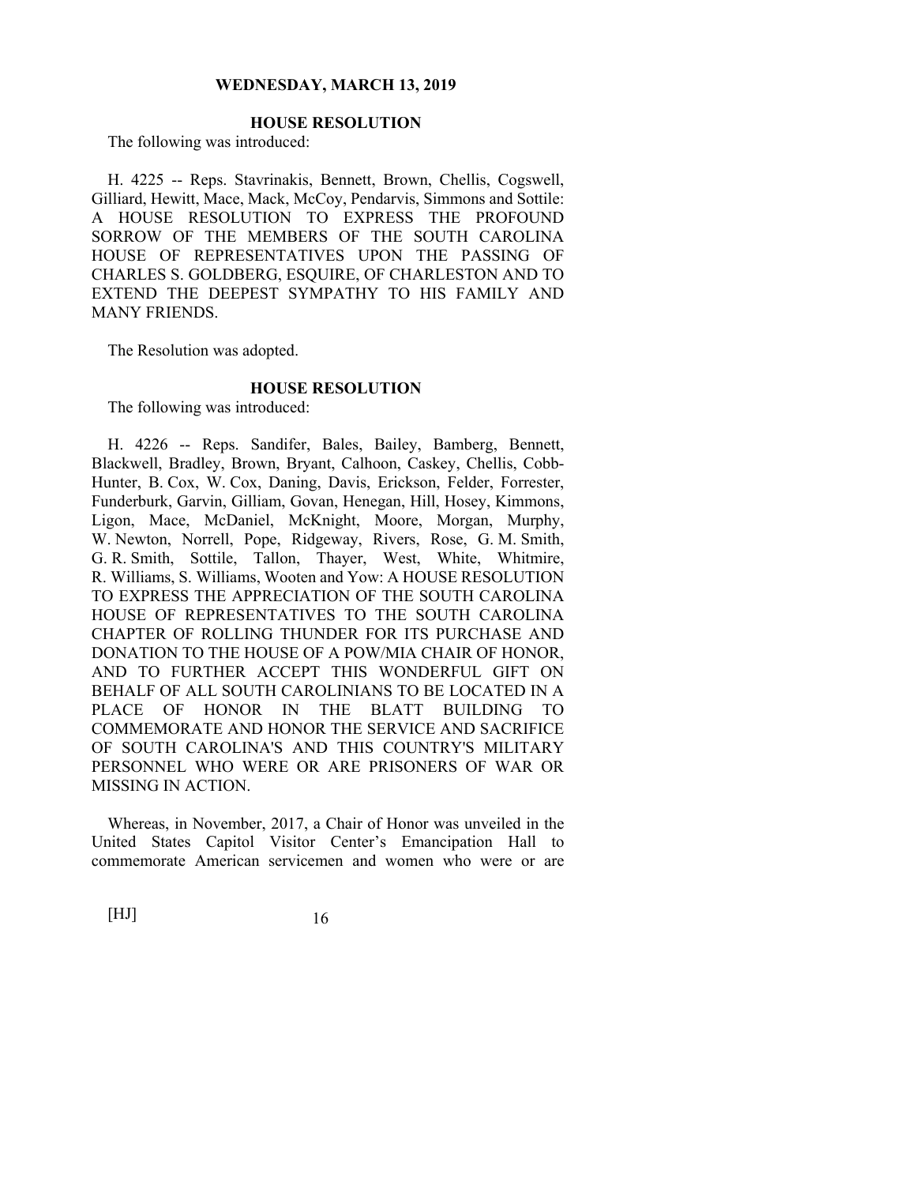**WEDNESDAY, MARCH 13, 2019**

## HOUSE RESOLUTION

The following was introduced:

H. 4225 -- Reps. Stavrinakis, Bennett, Brown, Chellis, Cogswell, Gilliard, Hewitt, Mace, Mack, McCoy, Pendarvis, Simmons and Sottile: A HOUSE RESOLUTION TO EXPRESS THE PROFOUND SORROW OF THE MEMBERS OF THE SOUTH CAROLINA HOUSE OF REPRESENTATIVES UPON THE PASSING OF CHARLES S. GOLDBERG, ESQUIRE, OF CHARLESTON AND TO EXTEND THE DEEPEST SYMPATHY TO HIS FAMILY AND MANY FRIENDS.

The Resolution was adopted.

## HOUSE RESOLUTION

The following was introduced:

H. 4226 -- Reps. Sandifer, Bales, Bailey, Bamberg, Bennett, Blackwell, Bradley, Brown, Bryant, Calhoon, Caskey, Chellis, Cobb-Hunter, B. Cox, W. Cox, Daning, Davis, Erickson, Felder, Forrester, Funderburk, Garvin, Gilliam, Govan, Henegan, Hill, Hosey, Kimmons, Ligon, Mace, McDaniel, McKnight, Moore, Morgan, Murphy, W. Newton, Norrell, Pope, Ridgeway, Rivers, Rose, G. M. Smith, G. R. Smith, Sottile, Tallon, Thayer, West, White, Whitmire, R. Williams, S. Williams, Wooten and Yow: A HOUSE RESOLUTION TO EXPRESS THE APPRECIATION OF THE SOUTH CAROLINA HOUSE OF REPRESENTATIVES TO THE SOUTH CAROLINA CHAPTER OF ROLLING THUNDER FOR ITS PURCHASE AND DONATION TO THE HOUSE OF A POW/MIA CHAIR OF HONOR, AND TO FURTHER ACCEPT THIS WONDERFUL GIFT ON BEHALF OF ALL SOUTH CAROLINIANS TO BE LOCATED IN A PLACE OF HONOR IN THE BLATT BUILDING TO COMMEMORATE AND HONOR THE SERVICE AND SACRIFICE OF SOUTH CAROLINA'S AND THIS COUNTRY'S MILITARY PERSONNEL WHO WERE OR ARE PRISONERS OF WAR OR MISSING IN ACTION.

Whereas, in November, 2017, a Chair of Honor was unveiled in the United States Capitol Visitor Center's Emancipation Hall to commemorate American servicemen and women who were or are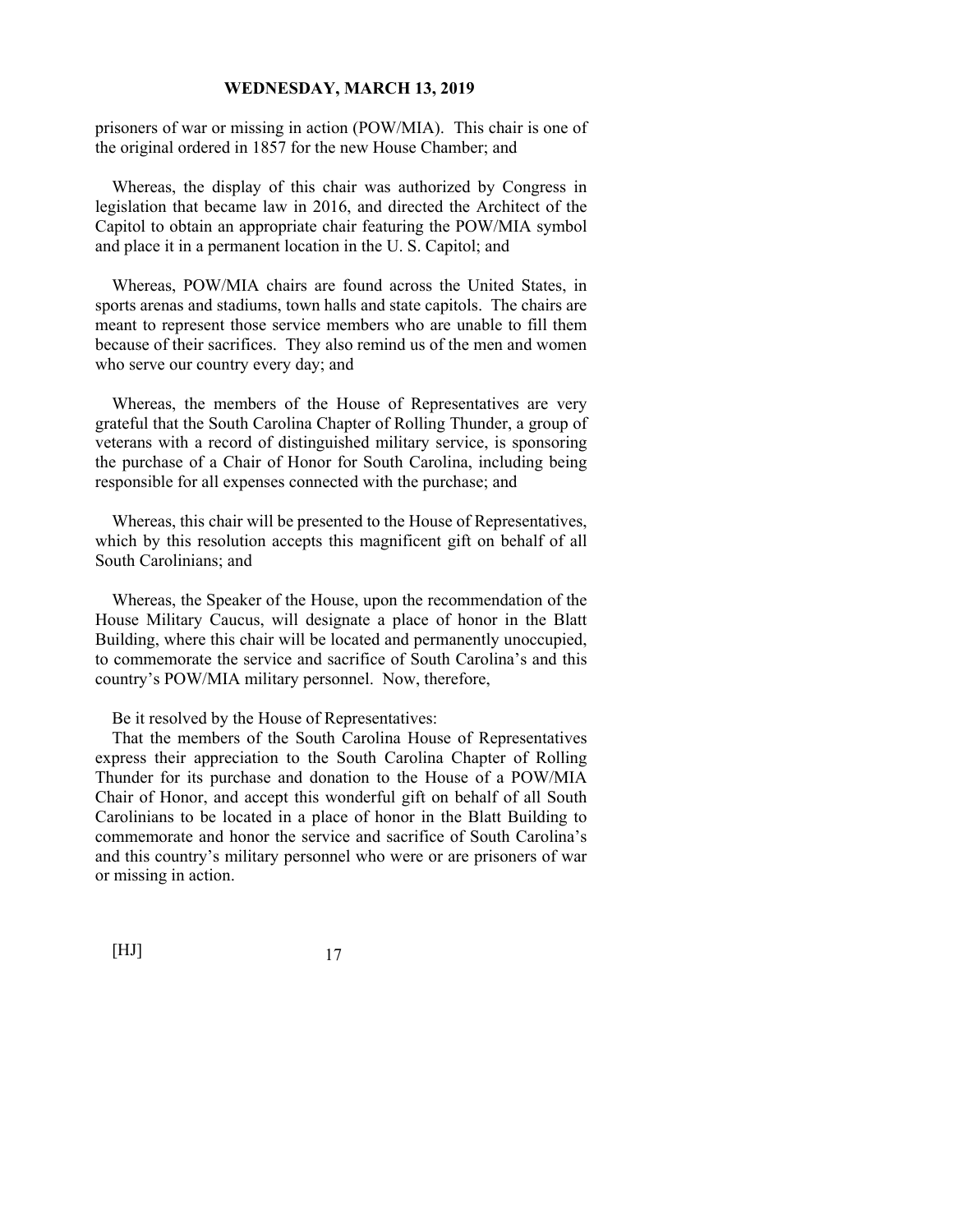prisoners of war or missing in action (POW/MIA). This chair is one of the original ordered in 1857 for the new House Chamber; and

Whereas, the display of this chair was authorized by Congress in legislation that became law in 2016, and directed the Architect of the Capitol to obtain an appropriate chair featuring the POW/MIA symbol and place it in a permanent location in the U. S. Capitol; and

Whereas, POW/MIA chairs are found across the United States, in sports arenas and stadiums, town halls and state capitols. The chairs are meant to represent those service members who are unable to fill them because of their sacrifices. They also remind us of the men and women who serve our country every day; and

Whereas, the members of the House of Representatives are very grateful that the South Carolina Chapter of Rolling Thunder, a group of veterans with a record of distinguished military service, is sponsoring the purchase of a Chair of Honor for South Carolina, including being responsible for all expenses connected with the purchase; and

Whereas, this chair will be presented to the House of Representatives, which by this resolution accepts this magnificent gift on behalf of all South Carolinians; and

Whereas, the Speaker of the House, upon the recommendation of the House Military Caucus, will designate a place of honor in the Blatt Building, where this chair will be located and permanently unoccupied, to commemorate the service and sacrifice of South Carolina's and this country's POW/MIA military personnel. Now, therefore,

Be it resolved by the House of Representatives:

That the members of the South Carolina House of Representatives express their appreciation to the South Carolina Chapter of Rolling Thunder for its purchase and donation to the House of a POW/MIA Chair of Honor, and accept this wonderful gift on behalf of all South Carolinians to be located in a place of honor in the Blatt Building to commemorate and honor the service and sacrifice of South Carolina's and this country's military personnel who were or are prisoners of war or missing in action.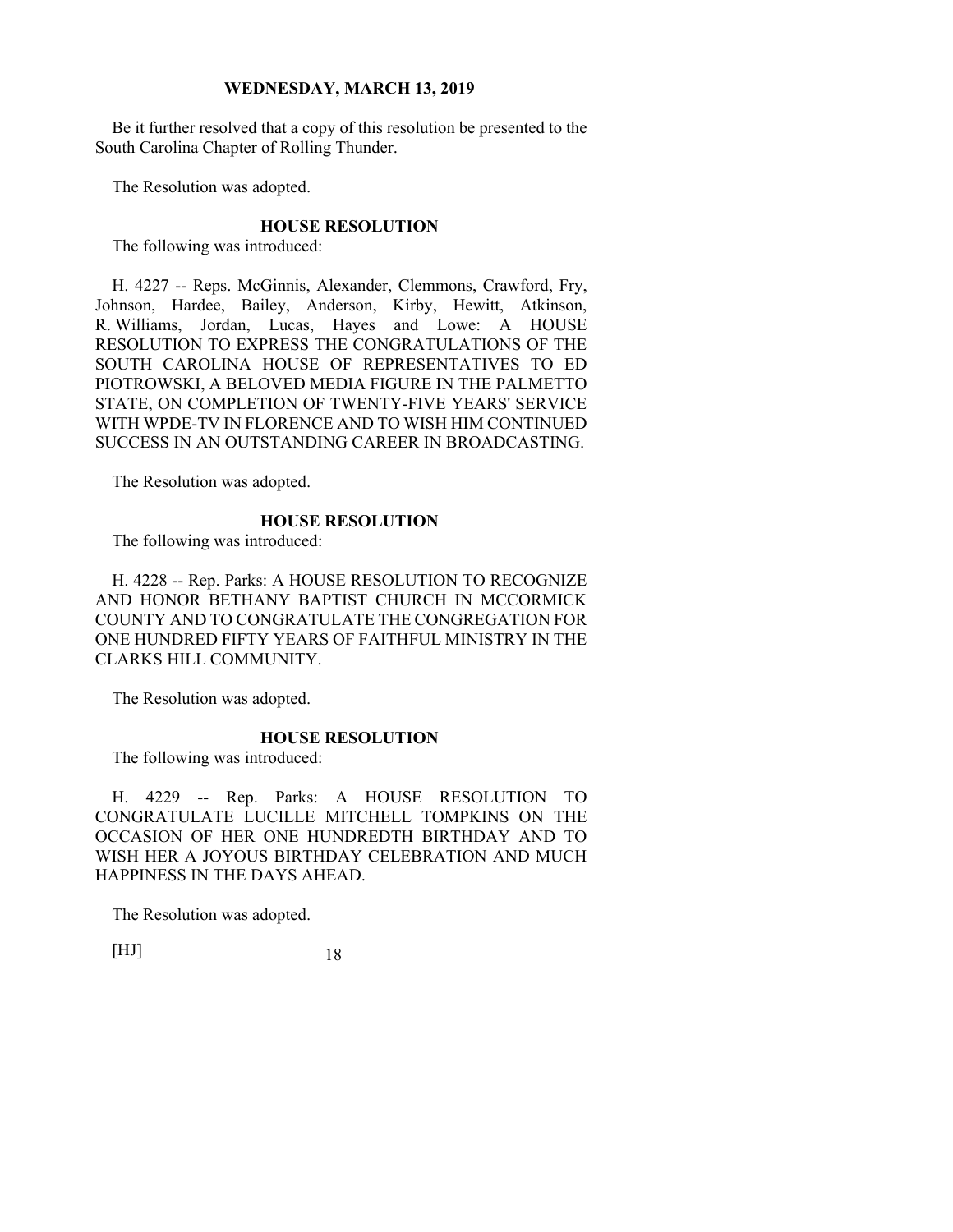Be it further resolved that a copy of this resolution be presented to the South Carolina Chapter of Rolling Thunder.

The Resolution was adopted.

**HOUSE RESOLUTION**

The following was introduced:

H. 4227 -- Reps. McGinnis, Alexander, Clemmons, Crawford, Fry, Johnson, Hardee, Bailey, Anderson, Kirby, Hewitt, Atkinson, R. Williams, Jordan, Lucas, Hayes and Lowe: A HOUSE RESOLUTION TO EXPRESS THE CONGRATULATIONS OF THE SOUTH CAROLINA HOUSE OF REPRESENTATIVES TO ED PIOTROWSKI, A BELOVED MEDIA FIGURE IN THE PALMETTO STATE, ON COMPLETION OF TWENTY-FIVE YEARS' SERVICE WITH WPDE-TV IN FLORENCE AND TO WISH HIM CONTINUED SUCCESS IN AN OUTSTANDING CAREER IN BROADCASTING.

The Resolution was adopted.

**HOUSE RESOLUTION**

The following was introduced:

H. 4228 -- Rep. Parks: A HOUSE RESOLUTION TO RECOGNIZE AND HONOR BETHANY BAPTIST CHURCH IN MCCORMICK COUNTY AND TO CONGRATULATE THE CONGREGATION FOR ONE HUNDRED FIFTY YEARS OF FAITHFUL MINISTRY IN THE CLARKS HILL COMMUNITY.

The Resolution was adopted.

**HOUSE RESOLUTION**

The following was introduced:

H. 4229 -- Rep. Parks: A HOUSE RESOLUTION TO CONGRATULATE LUCILLE MITCHELL TOMPKINS ON THE OCCASION OF HER ONE HUNDREDTH BIRTHDAY AND TO WISH HER A JOYOUS BIRTHDAY CELEBRATION AND MUCH HAPPINESS IN THE DAYS AHEAD.

The Resolution was adopted.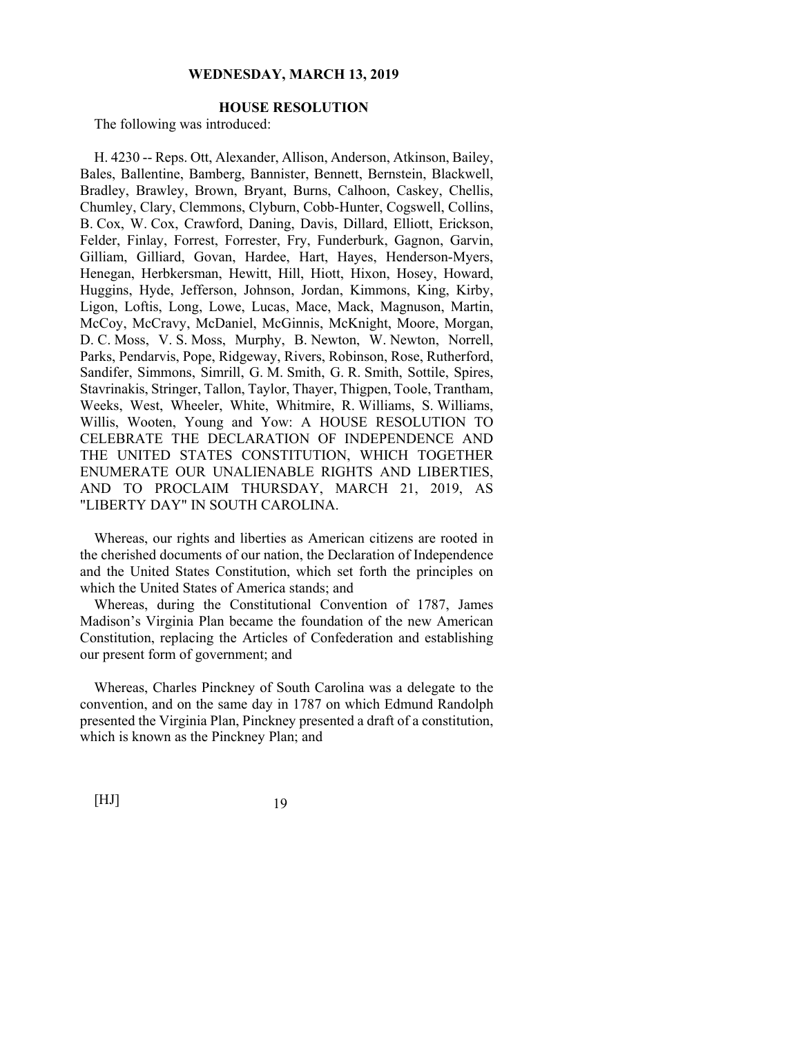**WEDNESDAY, MARCH 13, 2019**

**HOUSE RESOLUTION**

The following was introduced:

H. 4230 -- Reps. Ott, Alexander, Allison, Anderson, Atkinson, Bailey, Bales, Ballentine, Bamberg, Bannister, Bennett, Bernstein, Blackwell, Bradley, Brawley, Brown, Bryant, Burns, Calhoon, Caskey, Chellis, Chumley, Clary, Clemmons, Clyburn, Cobb-Hunter, Cogswell, Collins, B. Cox, W. Cox, Crawford, Daning, Davis, Dillard, Elliott, Erickson, Felder, Finlay, Forrest, Forrester, Fry, Funderburk, Gagnon, Garvin, Gilliam, Gilliard, Govan, Hardee, Hart, Hayes, Henderson-Myers, Henegan, Herbkersman, Hewitt, Hill, Hiott, Hixon, Hosey, Howard, Huggins, Hyde, Jefferson, Johnson, Jordan, Kimmons, King, Kirby, Ligon, Loftis, Long, Lowe, Lucas, Mace, Mack, Magnuson, Martin, McCoy, McCravy, McDaniel, McGinnis, McKnight, Moore, Morgan, D. C. Moss, V. S. Moss, Murphy, B. Newton, W. Newton, Norrell, Parks, Pendarvis, Pope, Ridgeway, Rivers, Robinson, Rose, Rutherford, Sandifer, Simmons, Simrill, G. M. Smith, G. R. Smith, Sottile, Spires, Stavrinakis, Stringer, Tallon, Taylor, Thayer, Thigpen, Toole, Trantham, Weeks, West, Wheeler, White, Whitmire, R. Williams, S. Williams, Willis, Wooten, Young and Yow: A HOUSE RESOLUTION TO CELEBRATE THE DECLARATION OF INDEPENDENCE AND THE UNITED STATES CONSTITUTION, WHICH TOGETHER ENUMERATE OUR UNALIENABLE RIGHTS AND LIBERTIES, AND TO PROCLAIM THURSDAY, MARCH 21, 2019, AS "LIBERTY DAY" IN SOUTH CAROLINA.

Whereas, our rights and liberties as American citizens are rooted in the cherished documents of our nation, the Declaration of Independence and the United States Constitution, which set forth the principles on which the United States of America stands; and

Whereas, during the Constitutional Convention of 1787, James Madison's Virginia Plan became the foundation of the new American Constitution, replacing the Articles of Confederation and establishing our present form of government; and

Whereas, Charles Pinckney of South Carolina was a delegate to the convention, and on the same day in 1787 on which Edmund Randolph presented the Virginia Plan, Pinckney presented a draft of a constitution, which is known as the Pinckney Plan; and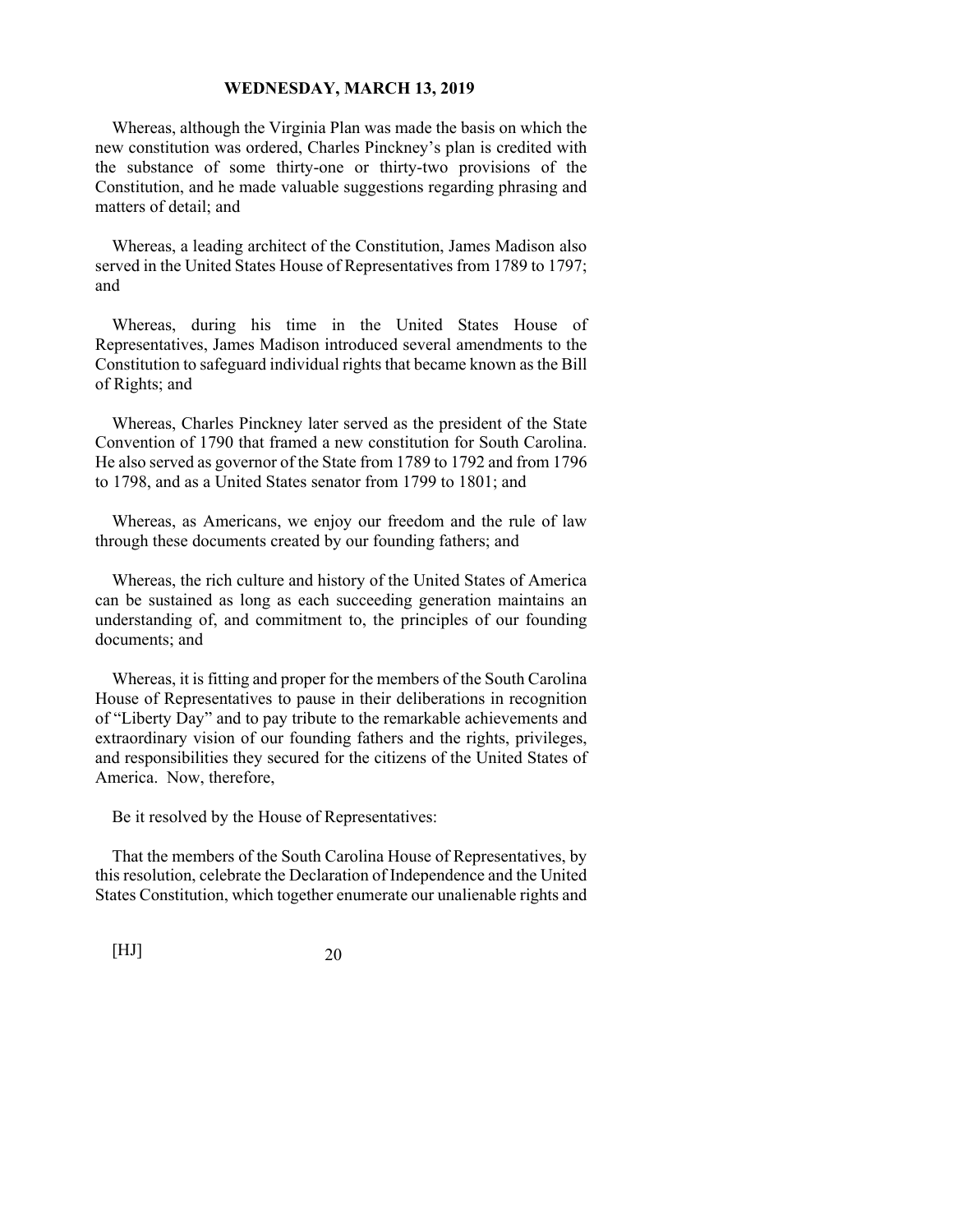Whereas, although the Virginia Plan was made the basis on which the new constitution was ordered, Charles Pinckney's plan is credited with the substance of some thirty-one or thirty-two provisions of the Constitution, and he made valuable suggestions regarding phrasing and matters of detail; and

Whereas, a leading architect of the Constitution, James Madison also served in the United States House of Representatives from 1789 to 1797; and

Whereas, during his time in the United States House of Representatives, James Madison introduced several amendments to the Constitution to safeguard individual rights that became known as the Bill of Rights; and

Whereas, Charles Pinckney later served as the president of the State Convention of 1790 that framed a new constitution for South Carolina. He also served as governor of the State from 1789 to 1792 and from 1796 to 1798, and as a United States senator from 1799 to 1801; and

Whereas, as Americans, we enjoy our freedom and the rule of law through these documents created by our founding fathers; and

Whereas, the rich culture and history of the United States of America can be sustained as long as each succeeding generation maintains an understanding of, and commitment to, the principles of our founding documents; and

Whereas, it is fitting and proper for the members of the South Carolina House of Representatives to pause in their deliberations in recognition of "Liberty Day" and to pay tribute to the remarkable achievements and extraordinary vision of our founding fathers and the rights, privileges, and responsibilities they secured for the citizens of the United States of America. Now, therefore,

Be it resolved by the House of Representatives:

That the members of the South Carolina House of Representatives, by this resolution, celebrate the Declaration of Independence and the United States Constitution, which together enumerate our unalienable rights and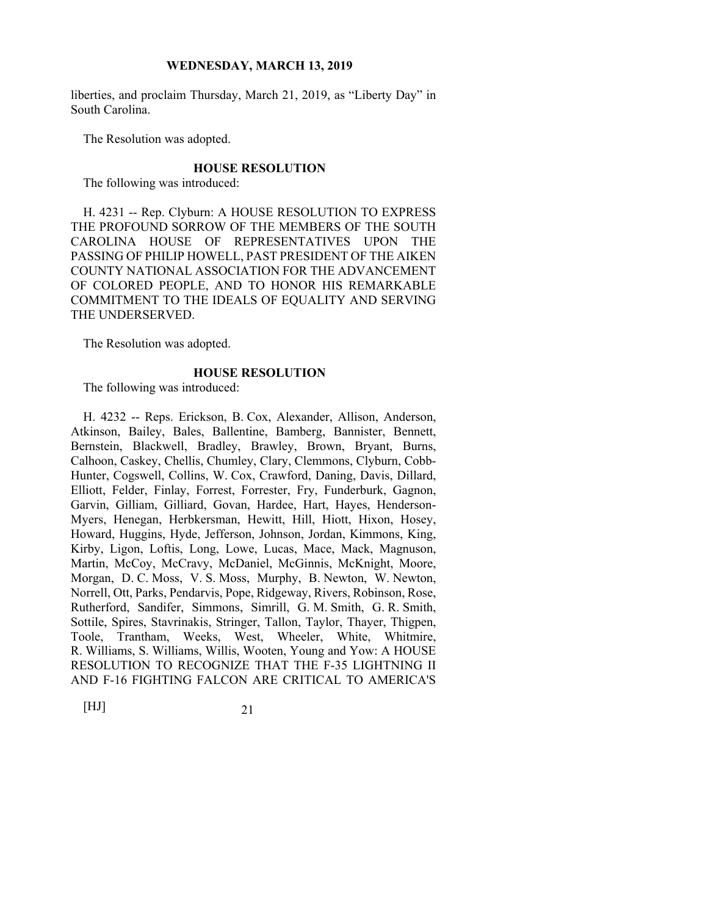liberties, and proclaim Thursday, March 21, 2019, as "Liberty Day" in South Carolina.

The Resolution was adopted.

### HOUSE RESOLUTION

The following was introduced:

H. 4231 -- Rep. Clyburn: A HOUSE RESOLUTION TO EXPRESS THE PROFOUND SORROW OF THE MEMBERS OF THE SOUTH CAROLINA HOUSE OF REPRESENTATIVES UPON THE PASSING OF PHILIP HOWELL, PAST PRESIDENT OF THE AIKEN COUNTY NATIONAL ASSOCIATION FOR THE ADVANCEMENT OF COLORED PEOPLE, AND TO HONOR HIS REMARKABLE COMMITMENT TO THE IDEALS OF EQUALITY AND SERVING THE UNDERSERVED.

The Resolution was adopted.

### HOUSE RESOLUTION

The following was introduced:

H. 4232 -- Reps. Erickson, B. Cox, Alexander, Allison, Anderson, Atkinson, Bailey, Bales, Ballentine, Bamberg, Bannister, Bennett, Bernstein, Blackwell, Bradley, Brawley, Brown, Bryant, Burns, Calhoon, Caskey, Chellis, Chumley, Clary, Clemmons, Clyburn, Cobb-Hunter, Cogswell, Collins, W. Cox, Crawford, Daning, Davis, Dillard, Elliott, Felder, Finlay, Forrest, Forrester, Fry, Funderburk, Gagnon, Garvin, Gilliam, Gilliard, Govan, Hardee, Hart, Hayes, Henderson-Myers, Henegan, Herbkersman, Hewitt, Hill, Hiott, Hixon, Hosey, Howard, Huggins, Hyde, Jefferson, Johnson, Jordan, Kimmons, King, Kirby, Ligon, Loftis, Long, Lowe, Lucas, Mace, Mack, Magnuson, Martin, McCoy, McCravy, McDaniel, McGinnis, McKnight, Moore, Morgan, D. C. Moss, V. S. Moss, Murphy, B. Newton, W. Newton, Norrell, Ott, Parks, Pendarvis, Pope, Ridgeway, Rivers, Robinson, Rose, Rutherford, Sandifer, Simmons, Simrill, G. M. Smith, G. R. Smith, Sottile, Spires, Stavrinakis, Stringer, Tallon, Taylor, Thayer, Thigpen, Toole, Trantham, Weeks, West, Wheeler, White, Whitmire, R. Williams, S. Williams, Willis, Wooten, Young and Yow: A HOUSE RESOLUTION TO RECOGNIZE THAT THE F-35 LIGHTNING II AND F-16 FIGHTING FALCON ARE CRITICAL TO AMERICA'S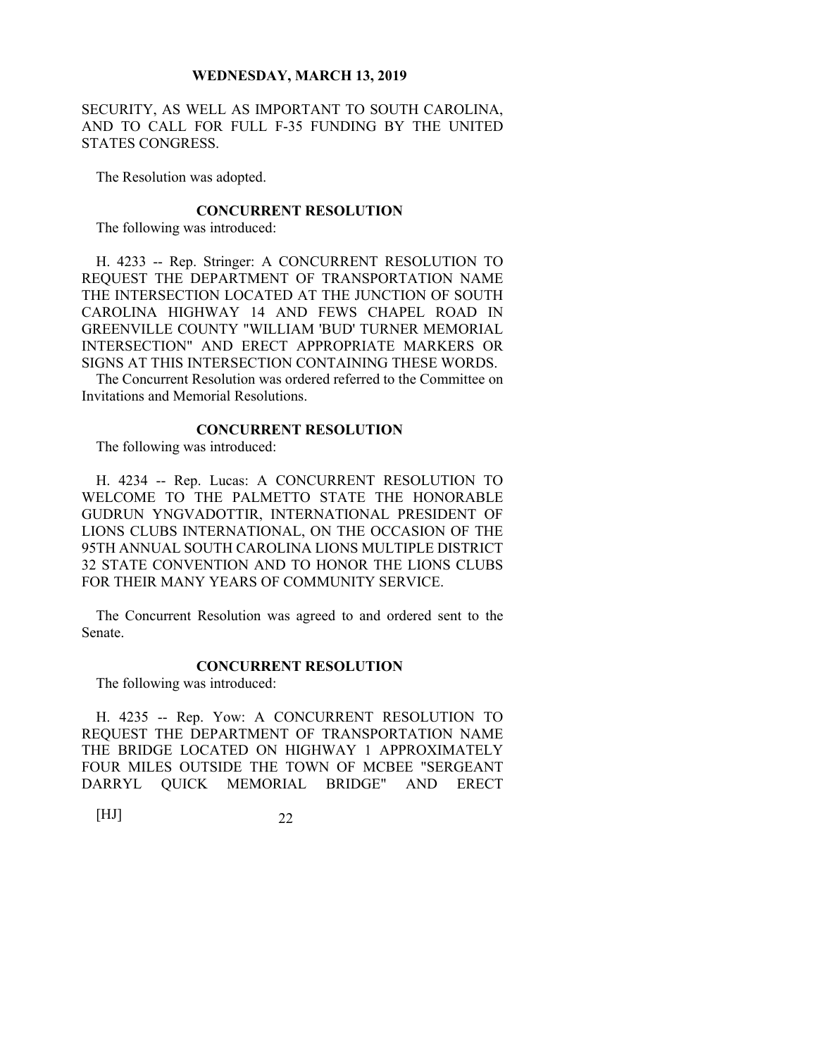SECURITY, AS WELL AS IMPORTANT TO SOUTH CAROLINA, AND TO CALL FOR FULL F-35 FUNDING BY THE UNITED STATES CONGRESS.

The Resolution was adopted.

### CONCURRENT RESOLUTION

The following was introduced:

H. 4233 -- Rep. Stringer: A CONCURRENT RESOLUTION TO REQUEST THE DEPARTMENT OF TRANSPORTATION NAME THE INTERSECTION LOCATED AT THE JUNCTION OF SOUTH CAROLINA HIGHWAY 14 AND FEWS CHAPEL ROAD IN GREENVILLE COUNTY "WILLIAM 'BUD' TURNER MEMORIAL INTERSECTION" AND ERECT APPROPRIATE MARKERS OR SIGNS AT THIS INTERSECTION CONTAINING THESE WORDS.

The Concurrent Resolution was ordered referred to the Committee on Invitations and Memorial Resolutions.

### CONCURRENT RESOLUTION

The following was introduced:

H. 4234 -- Rep. Lucas: A CONCURRENT RESOLUTION TO WELCOME TO THE PALMETTO STATE THE HONORABLE GUDRUN YNGVADOTTIR, INTERNATIONAL PRESIDENT OF LIONS CLUBS INTERNATIONAL, ON THE OCCASION OF THE 95TH ANNUAL SOUTH CAROLINA LIONS MULTIPLE DISTRICT 32 STATE CONVENTION AND TO HONOR THE LIONS CLUBS FOR THEIR MANY YEARS OF COMMUNITY SERVICE.

The Concurrent Resolution was agreed to and ordered sent to the Senate.

### CONCURRENT RESOLUTION

The following was introduced:

H. 4235 -- Rep. Yow: A CONCURRENT RESOLUTION TO REQUEST THE DEPARTMENT OF TRANSPORTATION NAME THE BRIDGE LOCATED ON HIGHWAY 1 APPROXIMATELY FOUR MILES OUTSIDE THE TOWN OF MCBEE "SERGEANT DARRYL QUICK MEMORIAL BRIDGE" AND ERECT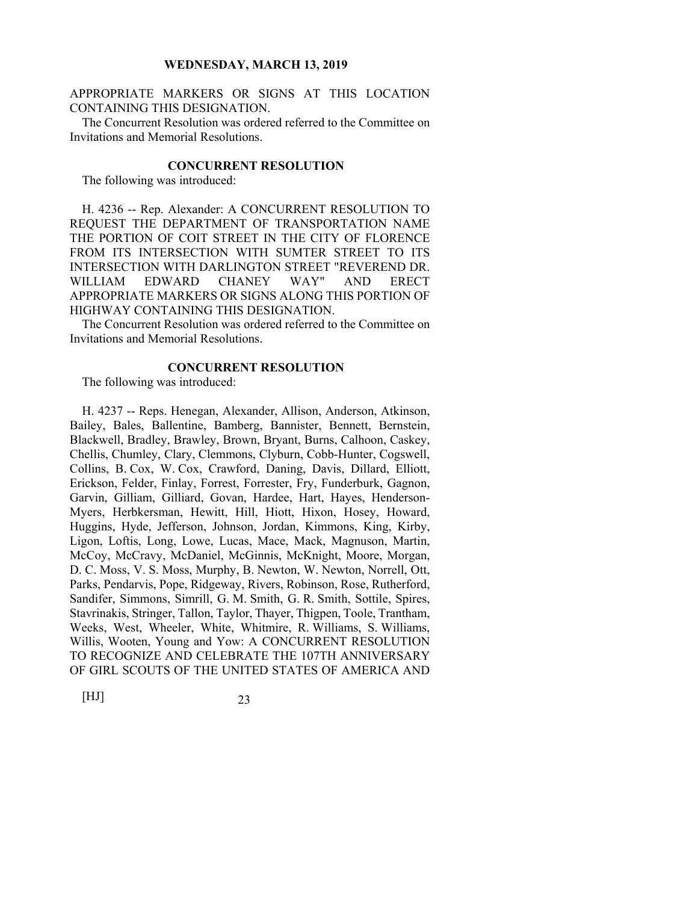APPROPRIATE MARKERS OR SIGNS AT THIS LOCATION CONTAINING THIS DESIGNATION.

The Concurrent Resolution was ordered referred to the Committee on Invitations and Memorial Resolutions.

**CONCURRENT RESOLUTION**

The following was introduced:

H. 4236 -- Rep. Alexander: A CONCURRENT RESOLUTION TO REQUEST THE DEPARTMENT OF TRANSPORTATION NAME THE PORTION OF COIT STREET IN THE CITY OF FLORENCE FROM ITS INTERSECTION WITH SUMTER STREET TO ITS INTERSECTION WITH DARLINGTON STREET "REVEREND DR. WILLIAM EDWARD CHANEY WAY" AND ERECT APPROPRIATE MARKERS OR SIGNS ALONG THIS PORTION OF HIGHWAY CONTAINING THIS DESIGNATION.

The Concurrent Resolution was ordered referred to the Committee on Invitations and Memorial Resolutions.

**CONCURRENT RESOLUTION**

The following was introduced:

H. 4237 -- Reps. Henegan, Alexander, Allison, Anderson, Atkinson, Bailey, Bales, Ballentine, Bamberg, Bannister, Bennett, Bernstein, Blackwell, Bradley, Brawley, Brown, Bryant, Burns, Calhoon, Caskey, Chellis, Chumley, Clary, Clemmons, Clyburn, Cobb-Hunter, Cogswell, Collins, B. Cox, W. Cox, Crawford, Daning, Davis, Dillard, Elliott, Erickson, Felder, Finlay, Forrest, Forrester, Fry, Funderburk, Gagnon, Garvin, Gilliam, Gilliard, Govan, Hardee, Hart, Hayes, Henderson-Myers, Herbkersman, Hewitt, Hill, Hiott, Hixon, Hosey, Howard, Huggins, Hyde, Jefferson, Johnson, Jordan, Kimmons, King, Kirby, Ligon, Loftis, Long, Lowe, Lucas, Mace, Mack, Magnuson, Martin, McCoy, McCravy, McDaniel, McGinnis, McKnight, Moore, Morgan, D. C. Moss, V. S. Moss, Murphy, B. Newton, W. Newton, Norrell, Ott, Parks, Pendarvis, Pope, Ridgeway, Rivers, Robinson, Rose, Rutherford, Sandifer, Simmons, Simrill, G. M. Smith, G. R. Smith, Sottile, Spires, Stavrinakis, Stringer, Tallon, Taylor, Thayer, Thigpen, Toole, Trantham, Weeks, West, Wheeler, White, Whitmire, R. Williams, S. Williams, Willis, Wooten, Young and Yow: A CONCURRENT RESOLUTION TO RECOGNIZE AND CELEBRATE THE 107TH ANNIVERSARY OF GIRL SCOUTS OF THE UNITED STATES OF AMERICA AND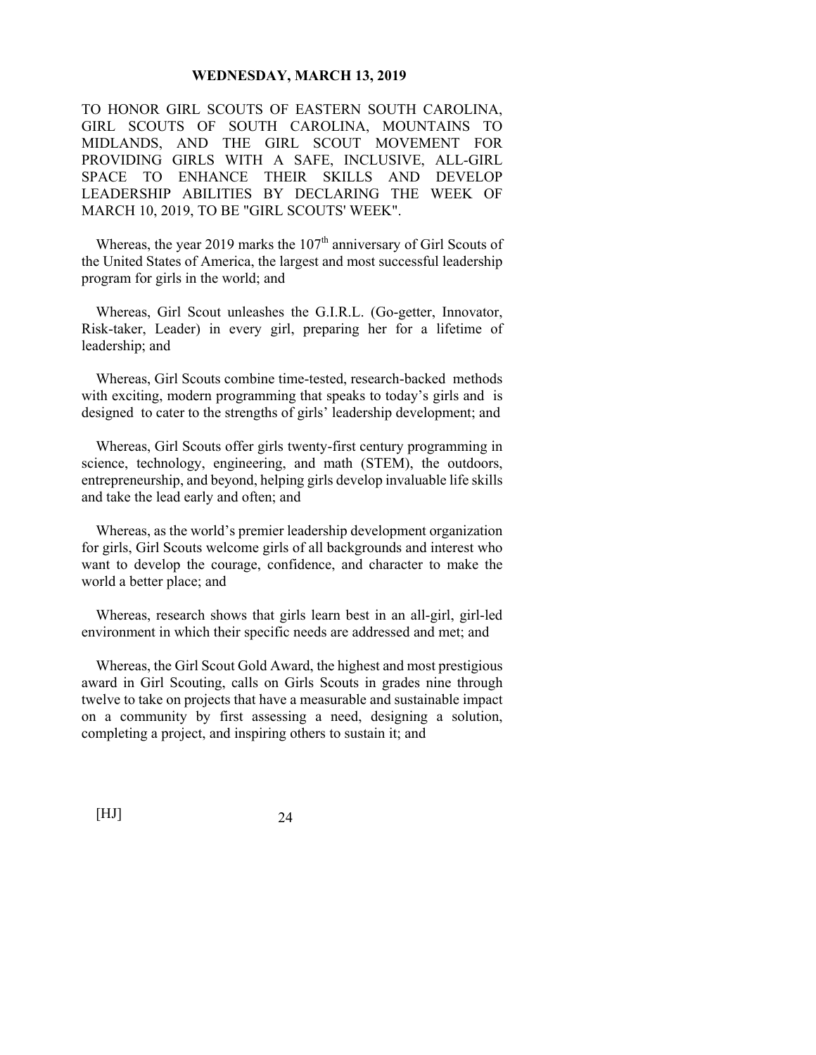TO HONOR GIRL SCOUTS OF EASTERN SOUTH CAROLINA, GIRL SCOUTS OF SOUTH CAROLINA, MOUNTAINS TO MIDLANDS, AND THE GIRL SCOUT MOVEMENT FOR PROVIDING GIRLS WITH A SAFE, INCLUSIVE, ALL-GIRL SPACE TO ENHANCE THEIR SKILLS AND DEVELOP LEADERSHIP ABILITIES BY DECLARING THE WEEK OF MARCH 10, 2019, TO BE "GIRL SCOUTS' WEEK".

Whereas, the year 2019 marks the 107th anniversary of Girl Scouts of the United States of America, the largest and most successful leadership program for girls in the world; and

Whereas, Girl Scout unleashes the G.I.R.L. (Go-getter, Innovator, Risk-taker, Leader) in every girl, preparing her for a lifetime of leadership; and

Whereas, Girl Scouts combine time-tested, research-backed methods with exciting, modern programming that speaks to today's girls and is designed to cater to the strengths of girls' leadership development; and

Whereas, Girl Scouts offer girls twenty-first century programming in science, technology, engineering, and math (STEM), the outdoors, entrepreneurship, and beyond, helping girls develop invaluable life skills and take the lead early and often; and

Whereas, as the world's premier leadership development organization for girls, Girl Scouts welcome girls of all backgrounds and interest who want to develop the courage, confidence, and character to make the world a better place; and

Whereas, research shows that girls learn best in an all-girl, girl-led environment in which their specific needs are addressed and met; and

Whereas, the Girl Scout Gold Award, the highest and most prestigious award in Girl Scouting, calls on Girls Scouts in grades nine through twelve to take on projects that have a measurable and sustainable impact on a community by first assessing a need, designing a solution, completing a project, and inspiring others to sustain it; and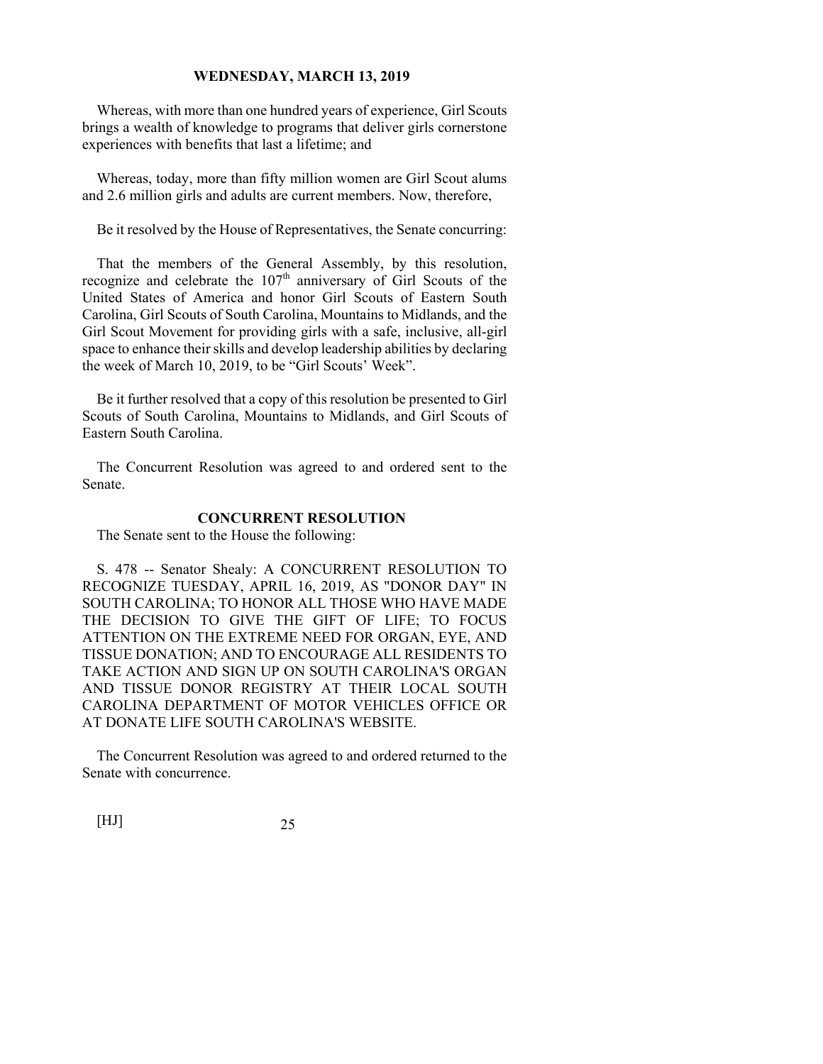Whereas, with more than one hundred years of experience, Girl Scouts brings a wealth of knowledge to programs that deliver girls cornerstone experiences with benefits that last a lifetime; and

Whereas, today, more than fifty million women are Girl Scout alums and 2.6 million girls and adults are current members. Now, therefore,

Be it resolved by the House of Representatives, the Senate concurring:

That the members of the General Assembly, by this resolution, recognize and celebrate the 107th anniversary of Girl Scouts of the United States of America and honor Girl Scouts of Eastern South Carolina, Girl Scouts of South Carolina, Mountains to Midlands, and the Girl Scout Movement for providing girls with a safe, inclusive, all-girl space to enhance their skills and develop leadership abilities by declaring the week of March 10, 2019, to be "Girl Scouts' Week".

Be it further resolved that a copy of this resolution be presented to Girl Scouts of South Carolina, Mountains to Midlands, and Girl Scouts of Eastern South Carolina.

The Concurrent Resolution was agreed to and ordered sent to the Senate.

## CONCURRENT RESOLUTION

The Senate sent to the House the following:

S. 478 -- Senator Shealy: A CONCURRENT RESOLUTION TO RECOGNIZE TUESDAY, APRIL 16, 2019, AS "DONOR DAY" IN SOUTH CAROLINA; TO HONOR ALL THOSE WHO HAVE MADE THE DECISION TO GIVE THE GIFT OF LIFE; TO FOCUS ATTENTION ON THE EXTREME NEED FOR ORGAN, EYE, AND TISSUE DONATION; AND TO ENCOURAGE ALL RESIDENTS TO TAKE ACTION AND SIGN UP ON SOUTH CAROLINA'S ORGAN AND TISSUE DONOR REGISTRY AT THEIR LOCAL SOUTH CAROLINA DEPARTMENT OF MOTOR VEHICLES OFFICE OR AT DONATE LIFE SOUTH CAROLINA'S WEBSITE.

The Concurrent Resolution was agreed to and ordered returned to the Senate with concurrence.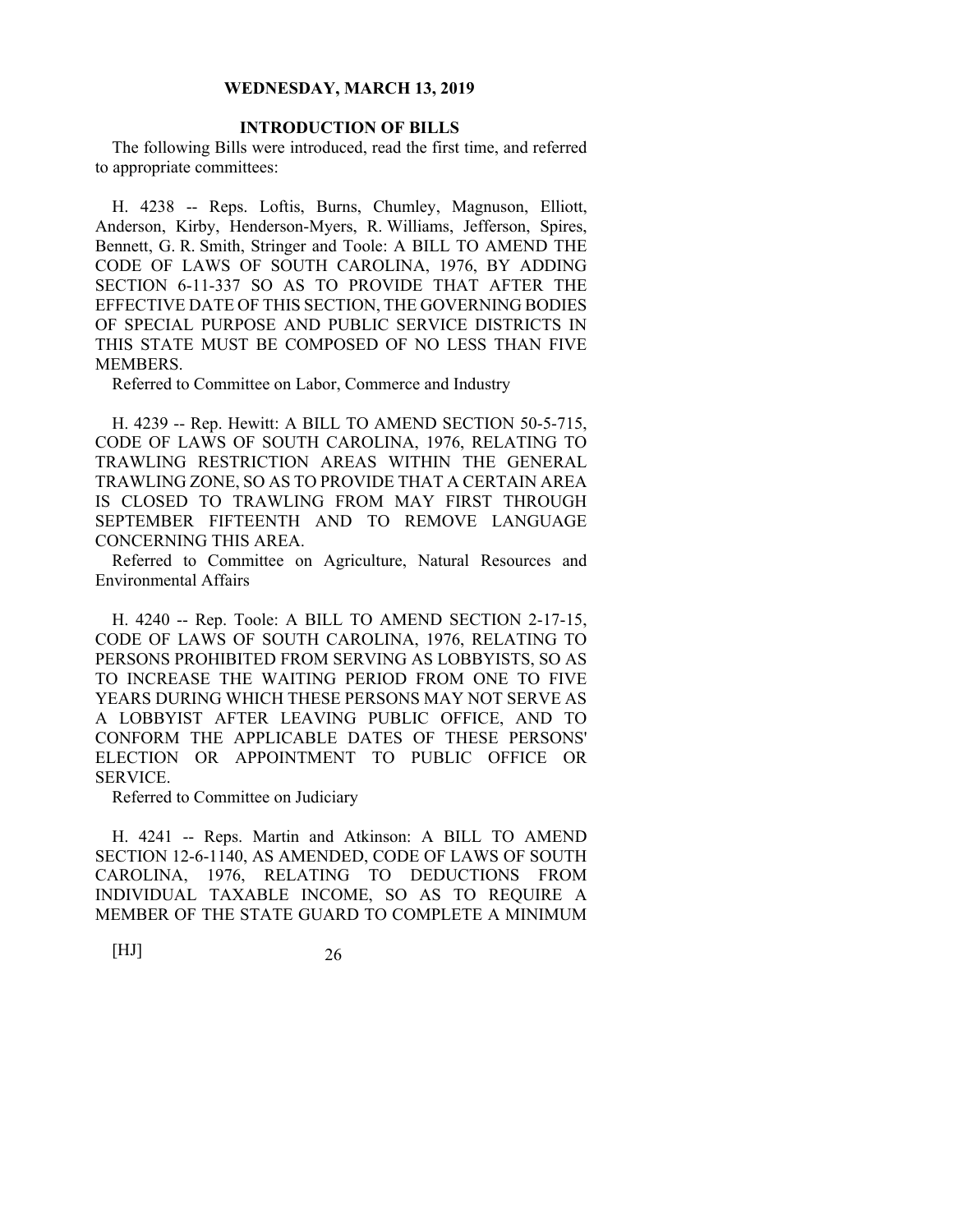**WEDNESDAY, MARCH 13, 2019**

## INTRODUCTION OF BILLS

The following Bills were introduced, read the first time, and referred to appropriate committees:

H. 4238 -- Reps. Loftis, Burns, Chumley, Magnuson, Elliott, Anderson, Kirby, Henderson-Myers, R. Williams, Jefferson, Spires, Bennett, G. R. Smith, Stringer and Toole: A BILL TO AMEND THE CODE OF LAWS OF SOUTH CAROLINA, 1976, BY ADDING SECTION 6-11-337 SO AS TO PROVIDE THAT AFTER THE EFFECTIVE DATE OF THIS SECTION, THE GOVERNING BODIES OF SPECIAL PURPOSE AND PUBLIC SERVICE DISTRICTS IN THIS STATE MUST BE COMPOSED OF NO LESS THAN FIVE MEMBERS.

Referred to Committee on Labor, Commerce and Industry

H. 4239 -- Rep. Hewitt: A BILL TO AMEND SECTION 50-5-715, CODE OF LAWS OF SOUTH CAROLINA, 1976, RELATING TO TRAWLING RESTRICTION AREAS WITHIN THE GENERAL TRAWLING ZONE, SO AS TO PROVIDE THAT A CERTAIN AREA IS CLOSED TO TRAWLING FROM MAY FIRST THROUGH SEPTEMBER FIFTEENTH AND TO REMOVE LANGUAGE CONCERNING THIS AREA.

Referred to Committee on Agriculture, Natural Resources and Environmental Affairs

H. 4240 -- Rep. Toole: A BILL TO AMEND SECTION 2-17-15, CODE OF LAWS OF SOUTH CAROLINA, 1976, RELATING TO PERSONS PROHIBITED FROM SERVING AS LOBBYISTS, SO AS TO INCREASE THE WAITING PERIOD FROM ONE TO FIVE YEARS DURING WHICH THESE PERSONS MAY NOT SERVE AS A LOBBYIST AFTER LEAVING PUBLIC OFFICE, AND TO CONFORM THE APPLICABLE DATES OF THESE PERSONS' ELECTION OR APPOINTMENT TO PUBLIC OFFICE OR SERVICE.

Referred to Committee on Judiciary

H. 4241 -- Reps. Martin and Atkinson: A BILL TO AMEND SECTION 12-6-1140, AS AMENDED, CODE OF LAWS OF SOUTH CAROLINA, 1976, RELATING TO DEDUCTIONS FROM INDIVIDUAL TAXABLE INCOME, SO AS TO REQUIRE A MEMBER OF THE STATE GUARD TO COMPLETE A MINIMUM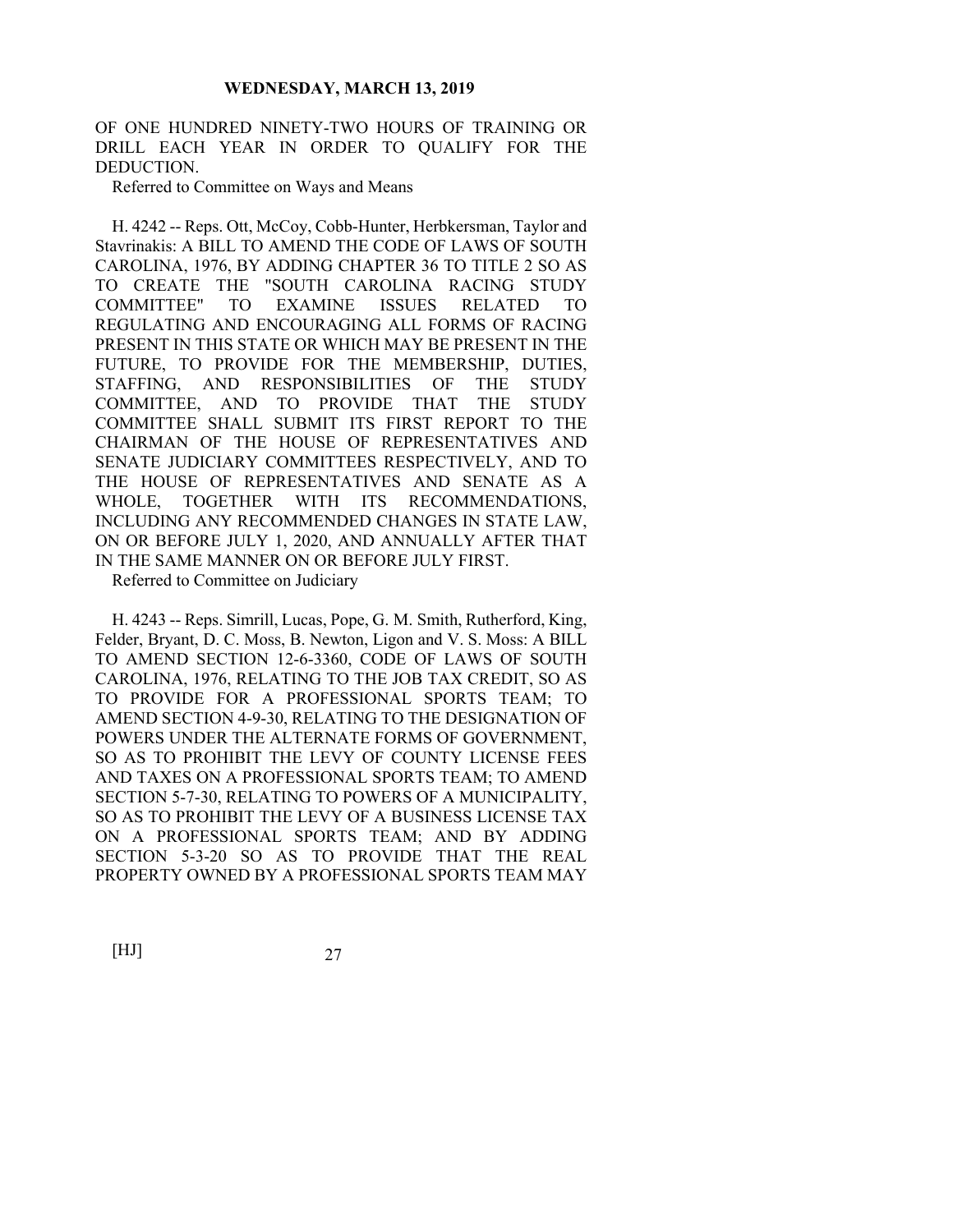OF ONE HUNDRED NINETY-TWO HOURS OF TRAINING OR DRILL EACH YEAR IN ORDER TO QUALIFY FOR THE DEDUCTION.

Referred to Committee on Ways and Means

H. 4242 -- Reps. Ott, McCoy, Cobb-Hunter, Herbkersman, Taylor and Stavrinakis: A BILL TO AMEND THE CODE OF LAWS OF SOUTH CAROLINA, 1976, BY ADDING CHAPTER 36 TO TITLE 2 SO AS TO CREATE THE "SOUTH CAROLINA RACING STUDY COMMITTEE" TO EXAMINE ISSUES RELATED TO REGULATING AND ENCOURAGING ALL FORMS OF RACING PRESENT IN THIS STATE OR WHICH MAY BE PRESENT IN THE FUTURE, TO PROVIDE FOR THE MEMBERSHIP, DUTIES, STAFFING, AND RESPONSIBILITIES OF THE STUDY COMMITTEE, AND TO PROVIDE THAT THE STUDY COMMITTEE SHALL SUBMIT ITS FIRST REPORT TO THE CHAIRMAN OF THE HOUSE OF REPRESENTATIVES AND SENATE JUDICIARY COMMITTEES RESPECTIVELY, AND TO THE HOUSE OF REPRESENTATIVES AND SENATE AS A WHOLE, TOGETHER WITH ITS RECOMMENDATIONS, INCLUDING ANY RECOMMENDED CHANGES IN STATE LAW, ON OR BEFORE JULY 1, 2020, AND ANNUALLY AFTER THAT IN THE SAME MANNER ON OR BEFORE JULY FIRST.

Referred to Committee on Judiciary

H. 4243 -- Reps. Simrill, Lucas, Pope, G. M. Smith, Rutherford, King, Felder, Bryant, D. C. Moss, B. Newton, Ligon and V. S. Moss: A BILL TO AMEND SECTION 12-6-3360, CODE OF LAWS OF SOUTH CAROLINA, 1976, RELATING TO THE JOB TAX CREDIT, SO AS TO PROVIDE FOR A PROFESSIONAL SPORTS TEAM; TO AMEND SECTION 4-9-30, RELATING TO THE DESIGNATION OF POWERS UNDER THE ALTERNATE FORMS OF GOVERNMENT, SO AS TO PROHIBIT THE LEVY OF COUNTY LICENSE FEES AND TAXES ON A PROFESSIONAL SPORTS TEAM; TO AMEND SECTION 5-7-30, RELATING TO POWERS OF A MUNICIPALITY, SO AS TO PROHIBIT THE LEVY OF A BUSINESS LICENSE TAX ON A PROFESSIONAL SPORTS TEAM; AND BY ADDING SECTION 5-3-20 SO AS TO PROVIDE THAT THE REAL PROPERTY OWNED BY A PROFESSIONAL SPORTS TEAM MAY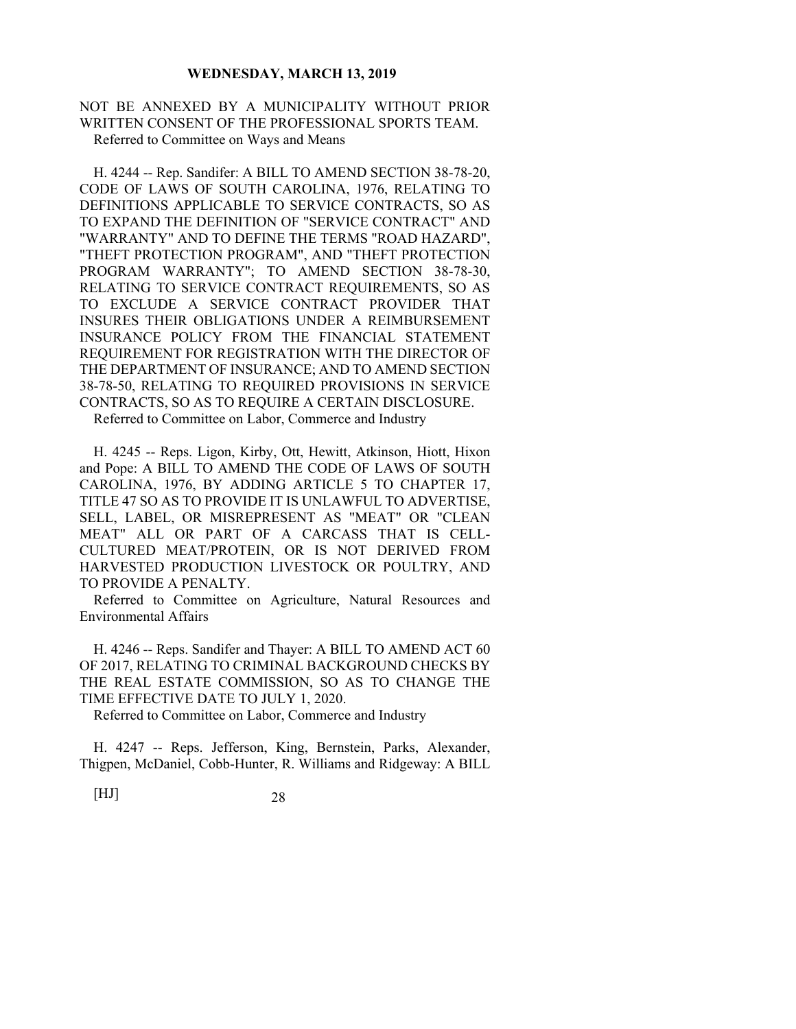NOT BE ANNEXED BY A MUNICIPALITY WITHOUT PRIOR WRITTEN CONSENT OF THE PROFESSIONAL SPORTS TEAM.

Referred to Committee on Ways and Means

H. 4244 -- Rep. Sandifer: A BILL TO AMEND SECTION 38-78-20, CODE OF LAWS OF SOUTH CAROLINA, 1976, RELATING TO DEFINITIONS APPLICABLE TO SERVICE CONTRACTS, SO AS TO EXPAND THE DEFINITION OF "SERVICE CONTRACT" AND "WARRANTY" AND TO DEFINE THE TERMS "ROAD HAZARD", "THEFT PROTECTION PROGRAM", AND "THEFT PROTECTION PROGRAM WARRANTY"; TO AMEND SECTION 38-78-30, RELATING TO SERVICE CONTRACT REQUIREMENTS, SO AS TO EXCLUDE A SERVICE CONTRACT PROVIDER THAT INSURES THEIR OBLIGATIONS UNDER A REIMBURSEMENT INSURANCE POLICY FROM THE FINANCIAL STATEMENT REQUIREMENT FOR REGISTRATION WITH THE DIRECTOR OF THE DEPARTMENT OF INSURANCE; AND TO AMEND SECTION 38-78-50, RELATING TO REQUIRED PROVISIONS IN SERVICE CONTRACTS, SO AS TO REQUIRE A CERTAIN DISCLOSURE.

Referred to Committee on Labor, Commerce and Industry

H. 4245 -- Reps. Ligon, Kirby, Ott, Hewitt, Atkinson, Hiott, Hixon and Pope: A BILL TO AMEND THE CODE OF LAWS OF SOUTH CAROLINA, 1976, BY ADDING ARTICLE 5 TO CHAPTER 17, TITLE 47 SO AS TO PROVIDE IT IS UNLAWFUL TO ADVERTISE, SELL, LABEL, OR MISREPRESENT AS "MEAT" OR "CLEAN MEAT" ALL OR PART OF A CARCASS THAT IS CELL-CULTURED MEAT/PROTEIN, OR IS NOT DERIVED FROM HARVESTED PRODUCTION LIVESTOCK OR POULTRY, AND TO PROVIDE A PENALTY.

Referred to Committee on Agriculture, Natural Resources and Environmental Affairs

H. 4246 -- Reps. Sandifer and Thayer: A BILL TO AMEND ACT 60 OF 2017, RELATING TO CRIMINAL BACKGROUND CHECKS BY THE REAL ESTATE COMMISSION, SO AS TO CHANGE THE TIME EFFECTIVE DATE TO JULY 1, 2020.

Referred to Committee on Labor, Commerce and Industry

H. 4247 -- Reps. Jefferson, King, Bernstein, Parks, Alexander, Thigpen, McDaniel, Cobb-Hunter, R. Williams and Ridgeway: A BILL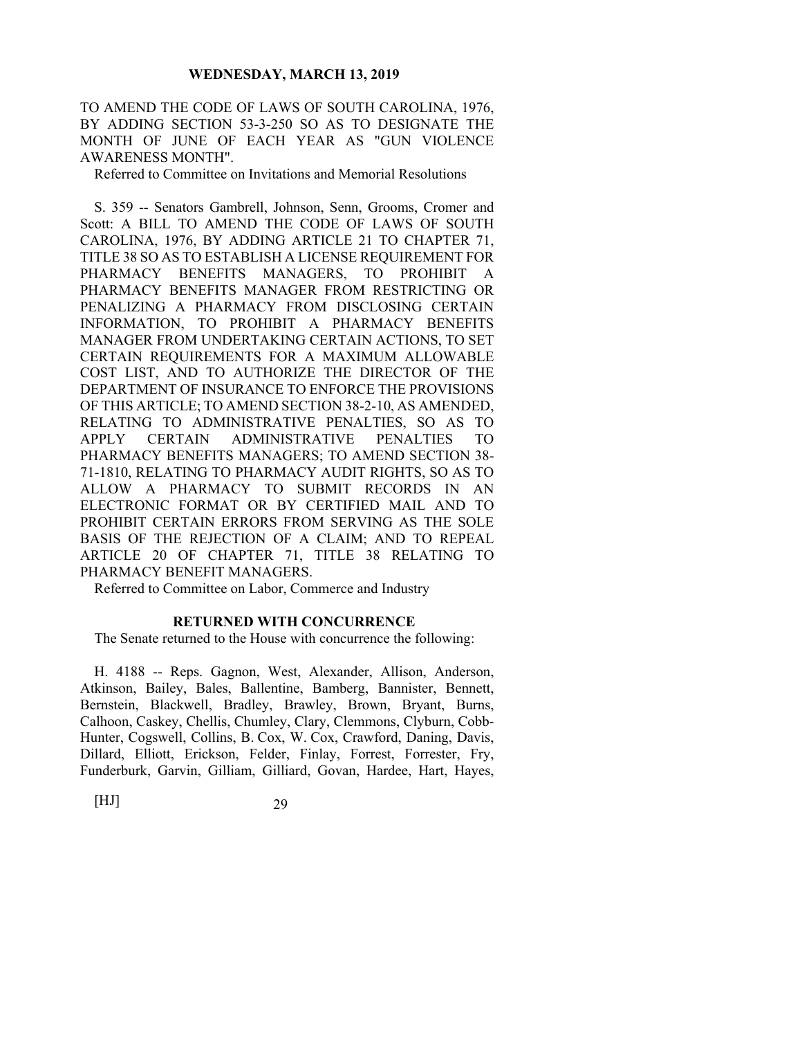TO AMEND THE CODE OF LAWS OF SOUTH CAROLINA, 1976, BY ADDING SECTION 53-3-250 SO AS TO DESIGNATE THE MONTH OF JUNE OF EACH YEAR AS "GUN VIOLENCE AWARENESS MONTH".

Referred to Committee on Invitations and Memorial Resolutions

S. 359 -- Senators Gambrell, Johnson, Senn, Grooms, Cromer and Scott: A BILL TO AMEND THE CODE OF LAWS OF SOUTH CAROLINA, 1976, BY ADDING ARTICLE 21 TO CHAPTER 71, TITLE 38 SO AS TO ESTABLISH A LICENSE REQUIREMENT FOR PHARMACY BENEFITS MANAGERS, TO PROHIBIT A PHARMACY BENEFITS MANAGER FROM RESTRICTING OR PENALIZING A PHARMACY FROM DISCLOSING CERTAIN INFORMATION, TO PROHIBIT A PHARMACY BENEFITS MANAGER FROM UNDERTAKING CERTAIN ACTIONS, TO SET CERTAIN REQUIREMENTS FOR A MAXIMUM ALLOWABLE COST LIST, AND TO AUTHORIZE THE DIRECTOR OF THE DEPARTMENT OF INSURANCE TO ENFORCE THE PROVISIONS OF THIS ARTICLE; TO AMEND SECTION 38-2-10, AS AMENDED, RELATING TO ADMINISTRATIVE PENALTIES, SO AS TO APPLY CERTAIN ADMINISTRATIVE PENALTIES TO PHARMACY BENEFITS MANAGERS; TO AMEND SECTION 38-71-1810, RELATING TO PHARMACY AUDIT RIGHTS, SO AS TO ALLOW A PHARMACY TO SUBMIT RECORDS IN AN ELECTRONIC FORMAT OR BY CERTIFIED MAIL AND TO PROHIBIT CERTAIN ERRORS FROM SERVING AS THE SOLE BASIS OF THE REJECTION OF A CLAIM; AND TO REPEAL ARTICLE 20 OF CHAPTER 71, TITLE 38 RELATING TO PHARMACY BENEFIT MANAGERS.

Referred to Committee on Labor, Commerce and Industry

## RETURNED WITH CONCURRENCE

The Senate returned to the House with concurrence the following:

H. 4188 -- Reps. Gagnon, West, Alexander, Allison, Anderson, Atkinson, Bailey, Bales, Ballentine, Bamberg, Bannister, Bennett, Bernstein, Blackwell, Bradley, Brawley, Brown, Bryant, Burns, Calhoon, Caskey, Chellis, Chumley, Clary, Clemmons, Clyburn, Cobb-Hunter, Cogswell, Collins, B. Cox, W. Cox, Crawford, Daning, Davis, Dillard, Elliott, Erickson, Felder, Finlay, Forrest, Forrester, Fry, Funderburk, Garvin, Gilliam, Gilliard, Govan, Hardee, Hart, Hayes,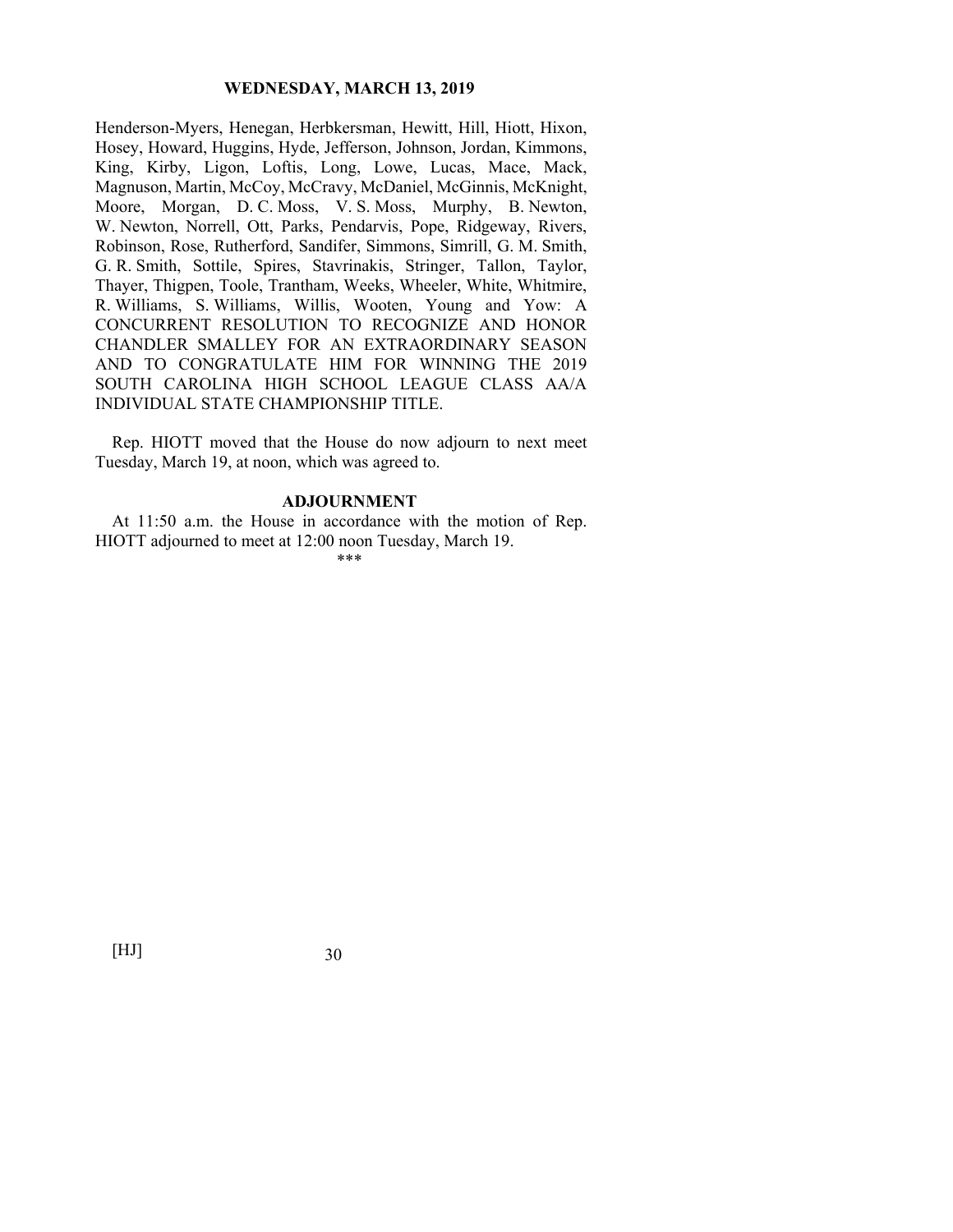Henderson-Myers, Henegan, Herbkersman, Hewitt, Hill, Hiott, Hixon, Hosey, Howard, Huggins, Hyde, Jefferson, Johnson, Jordan, Kimmons, King, Kirby, Ligon, Loftis, Long, Lowe, Lucas, Mace, Mack, Magnuson, Martin, McCoy, McCravy, McDaniel, McGinnis, McKnight, Moore, Morgan, D. C. Moss, V. S. Moss, Murphy, B. Newton, W. Newton, Norrell, Ott, Parks, Pendarvis, Pope, Ridgeway, Rivers, Robinson, Rose, Rutherford, Sandifer, Simmons, Simrill, G. M. Smith, G. R. Smith, Sottile, Spires, Stavrinakis, Stringer, Tallon, Taylor, Thayer, Thigpen, Toole, Trantham, Weeks, Wheeler, White, Whitmire, R. Williams, S. Williams, Willis, Wooten, Young and Yow: A CONCURRENT RESOLUTION TO RECOGNIZE AND HONOR CHANDLER SMALLEY FOR AN EXTRAORDINARY SEASON AND TO CONGRATULATE HIM FOR WINNING THE 2019 SOUTH CAROLINA HIGH SCHOOL LEAGUE CLASS AA/A INDIVIDUAL STATE CHAMPIONSHIP TITLE.

Rep. HIOTT moved that the House do now adjourn to next meet Tuesday, March 19, at noon, which was agreed to.

## ADJOURNMENT

At 11:50 a.m. the House in accordance with the motion of Rep. HIOTT adjourned to meet at 12:00 noon Tuesday, March 19.

***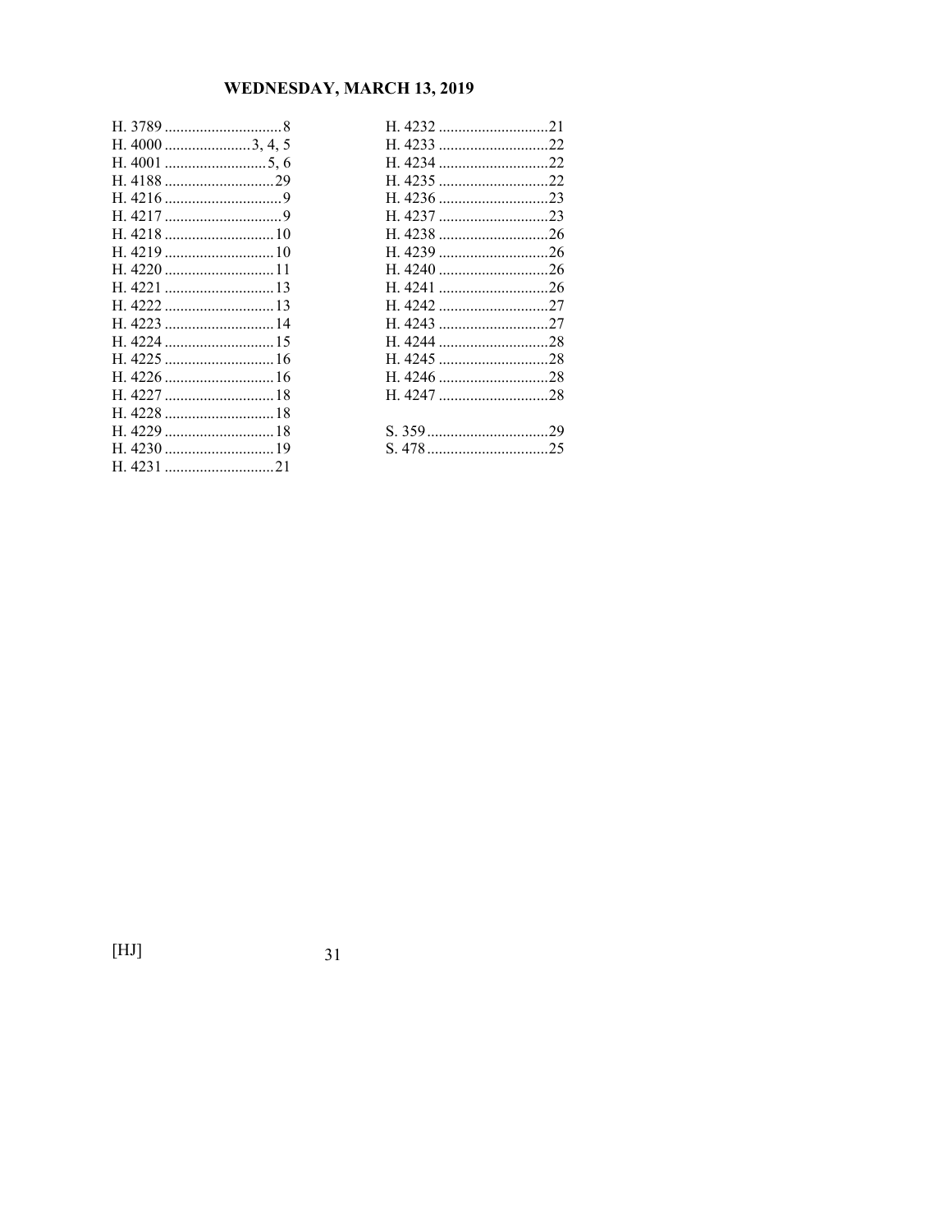H. 3789 ..............................8
H. 4000 ......................3, 4, 5
H. 4001 ..........................5, 6
H. 4188 ............................29
H. 4216 ..............................9
H. 4217 ..............................9
H. 4218 ............................10
H. 4219 ............................10
H. 4220 ............................11
H. 4221 ............................13
H. 4222 ............................13
H. 4223 ............................14
H. 4224 ............................15
H. 4225 ............................16
H. 4226 ............................16
H. 4227 ............................18
H. 4228 ............................18
H. 4229 ............................18
H. 4230 ............................19
H. 4231 ............................21
H. 4232 ............................21
H. 4233 ............................22
H. 4234 ............................22
H. 4235 ............................22
H. 4236 ............................23
H. 4237 ............................23
H. 4238 ............................26
H. 4239 ............................26
H. 4240 ............................26
H. 4241 ............................26
H. 4242 ............................27
H. 4243 ............................27
H. 4244 ............................28
H. 4245 ............................28
H. 4246 ............................28
H. 4247 ............................28

S. 359...............................29
S. 478...............................25